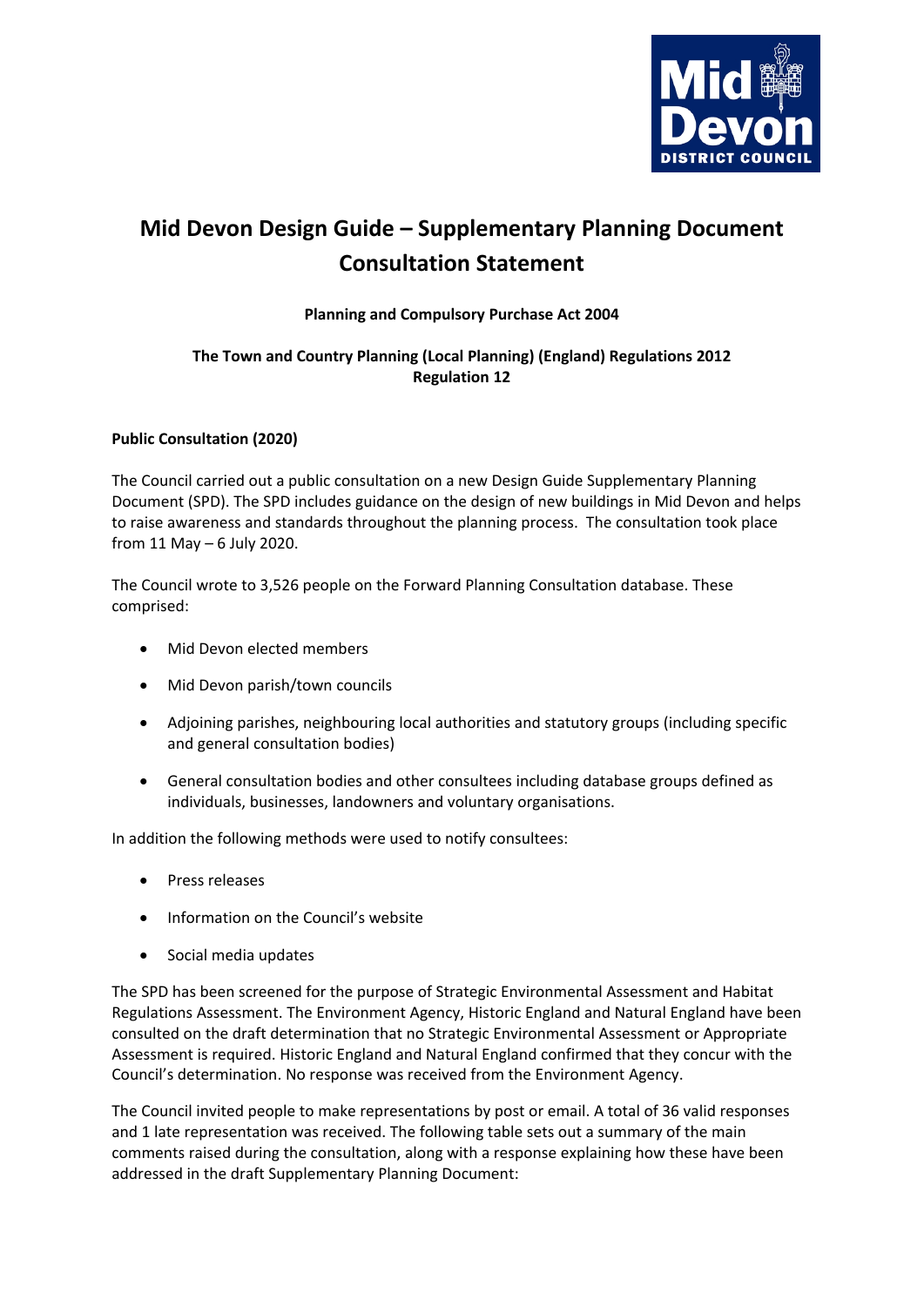# Mid Devon Design Guide – Supplementary Planning Document Consultation Statement

**Planning and Compulsory Purchase Act 2004**

**The Town and Country Planning (Local Planning) (England) Regulations 2012**
**Regulation 12**

**Public Consultation (2020)**

The Council carried out a public consultation on a new Design Guide Supplementary Planning Document (SPD). The SPD includes guidance on the design of new buildings in Mid Devon and helps to raise awareness and standards throughout the planning process. The consultation took place from 11 May – 6 July 2020.

The Council wrote to 3,526 people on the Forward Planning Consultation database. These comprised:

- Mid Devon elected members
- Mid Devon parish/town councils
- Adjoining parishes, neighbouring local authorities and statutory groups (including specific and general consultation bodies)
- General consultation bodies and other consultees including database groups defined as individuals, businesses, landowners and voluntary organisations.

In addition the following methods were used to notify consultees:

- Press releases
- Information on the Council's website
- Social media updates

The SPD has been screened for the purpose of Strategic Environmental Assessment and Habitat Regulations Assessment. The Environment Agency, Historic England and Natural England have been consulted on the draft determination that no Strategic Environmental Assessment or Appropriate Assessment is required. Historic England and Natural England confirmed that they concur with the Council's determination. No response was received from the Environment Agency.

The Council invited people to make representations by post or email. A total of 36 valid responses and 1 late representation was received. The following table sets out a summary of the main comments raised during the consultation, along with a response explaining how these have been addressed in the draft Supplementary Planning Document: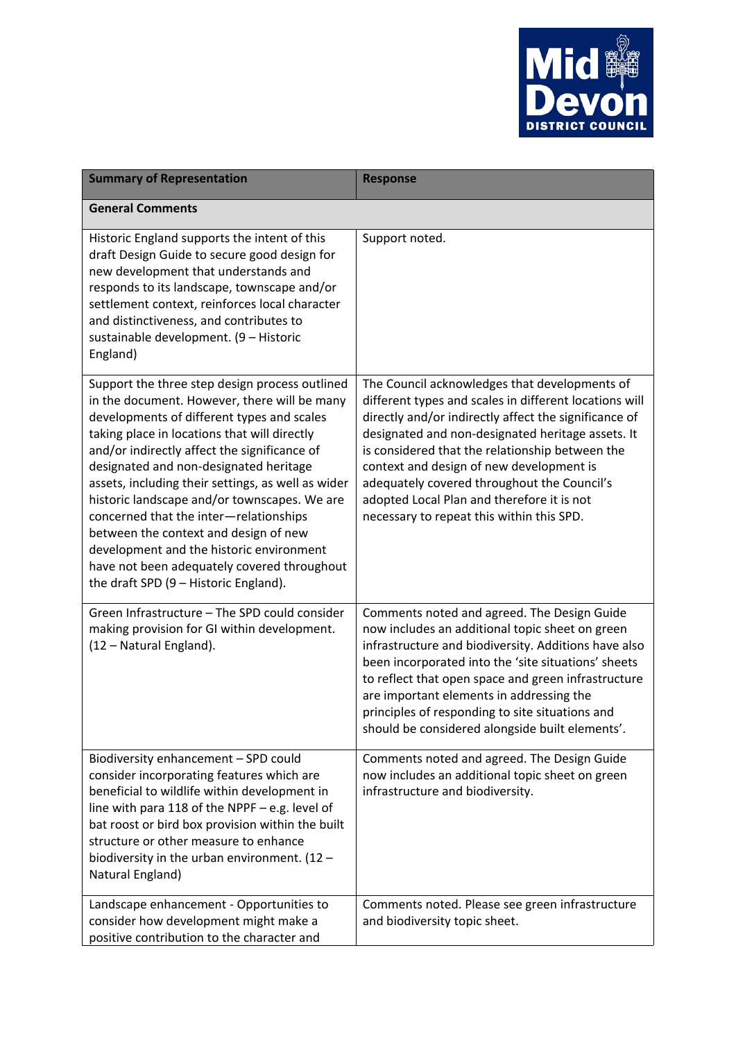| Summary of Representation | Response |
|---|---|
| **General Comments** | |
| Historic England supports the intent of this draft Design Guide to secure good design for new development that understands and responds to its landscape, townscape and/or settlement context, reinforces local character and distinctiveness, and contributes to sustainable development. (9 – Historic England) | Support noted. |
| Support the three step design process outlined in the document. However, there will be many developments of different types and scales taking place in locations that will directly and/or indirectly affect the significance of designated and non-designated heritage assets, including their settings, as well as wider historic landscape and/or townscapes. We are concerned that the inter—relationships between the context and design of new development and the historic environment have not been adequately covered throughout the draft SPD (9 – Historic England). | The Council acknowledges that developments of different types and scales in different locations will directly and/or indirectly affect the significance of designated and non-designated heritage assets. It is considered that the relationship between the context and design of new development is adequately covered throughout the Council's adopted Local Plan and therefore it is not necessary to repeat this within this SPD. |
| Green Infrastructure – The SPD could consider making provision for GI within development. (12 – Natural England). | Comments noted and agreed. The Design Guide now includes an additional topic sheet on green infrastructure and biodiversity. Additions have also been incorporated into the 'site situations' sheets to reflect that open space and green infrastructure are important elements in addressing the principles of responding to site situations and should be considered alongside built elements'. |
| Biodiversity enhancement – SPD could consider incorporating features which are beneficial to wildlife within development in line with para 118 of the NPPF – e.g. level of bat roost or bird box provision within the built structure or other measure to enhance biodiversity in the urban environment. (12 – Natural England) | Comments noted and agreed. The Design Guide now includes an additional topic sheet on green infrastructure and biodiversity. |
| Landscape enhancement - Opportunities to consider how development might make a positive contribution to the character and | Comments noted. Please see green infrastructure and biodiversity topic sheet. |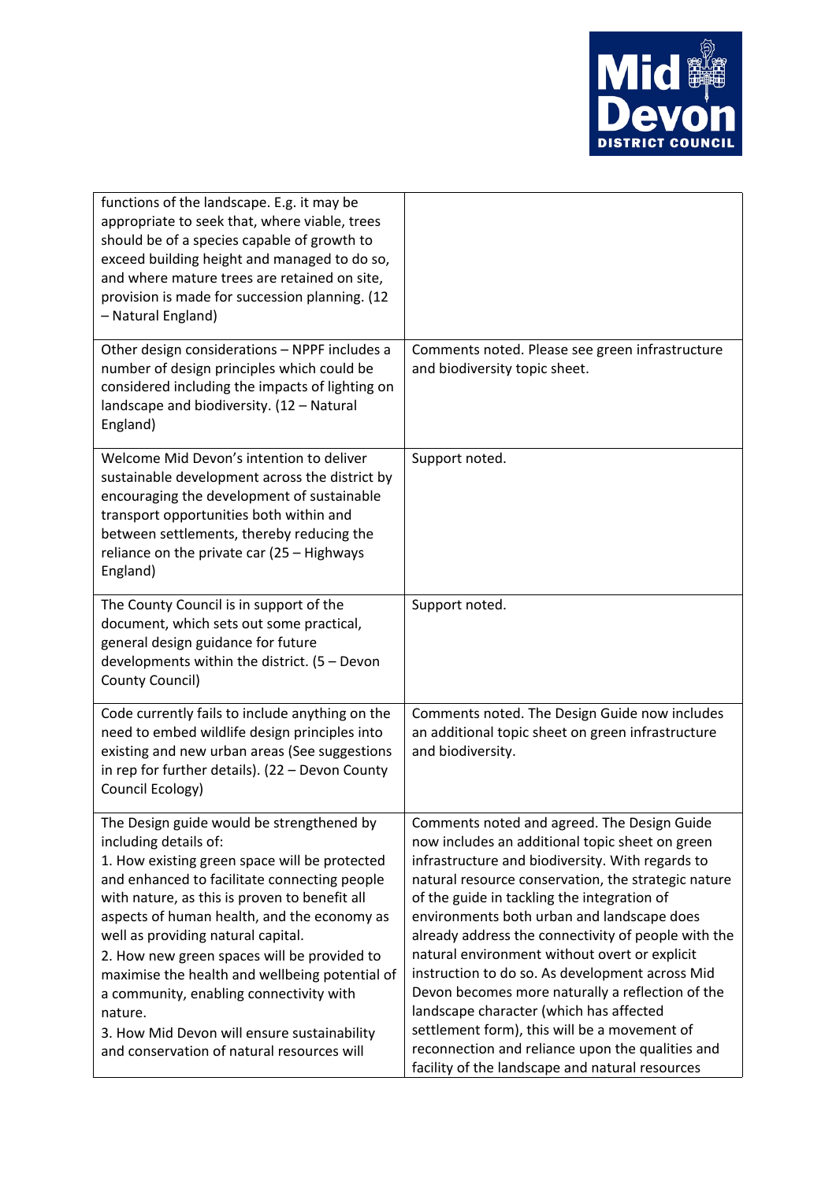| | |
|---|---|
| functions of the landscape. E.g. it may be appropriate to seek that, where viable, trees should be of a species capable of growth to exceed building height and managed to do so, and where mature trees are retained on site, provision is made for succession planning. (12 – Natural England) | |
| Other design considerations – NPPF includes a number of design principles which could be considered including the impacts of lighting on landscape and biodiversity. (12 – Natural England) | Comments noted. Please see green infrastructure and biodiversity topic sheet. |
| Welcome Mid Devon's intention to deliver sustainable development across the district by encouraging the development of sustainable transport opportunities both within and between settlements, thereby reducing the reliance on the private car (25 – Highways England) | Support noted. |
| The County Council is in support of the document, which sets out some practical, general design guidance for future developments within the district. (5 – Devon County Council) | Support noted. |
| Code currently fails to include anything on the need to embed wildlife design principles into existing and new urban areas (See suggestions in rep for further details). (22 – Devon County Council Ecology) | Comments noted. The Design Guide now includes an additional topic sheet on green infrastructure and biodiversity. |
| The Design guide would be strengthened by including details of:<br>1. How existing green space will be protected and enhanced to facilitate connecting people with nature, as this is proven to benefit all aspects of human health, and the economy as well as providing natural capital.<br>2. How new green spaces will be provided to maximise the health and wellbeing potential of a community, enabling connectivity with nature.<br>3. How Mid Devon will ensure sustainability and conservation of natural resources will | Comments noted and agreed. The Design Guide now includes an additional topic sheet on green infrastructure and biodiversity. With regards to natural resource conservation, the strategic nature of the guide in tackling the integration of environments both urban and landscape does already address the connectivity of people with the natural environment without overt or explicit instruction to do so. As development across Mid Devon becomes more naturally a reflection of the landscape character (which has affected settlement form), this will be a movement of reconnection and reliance upon the qualities and facility of the landscape and natural resources |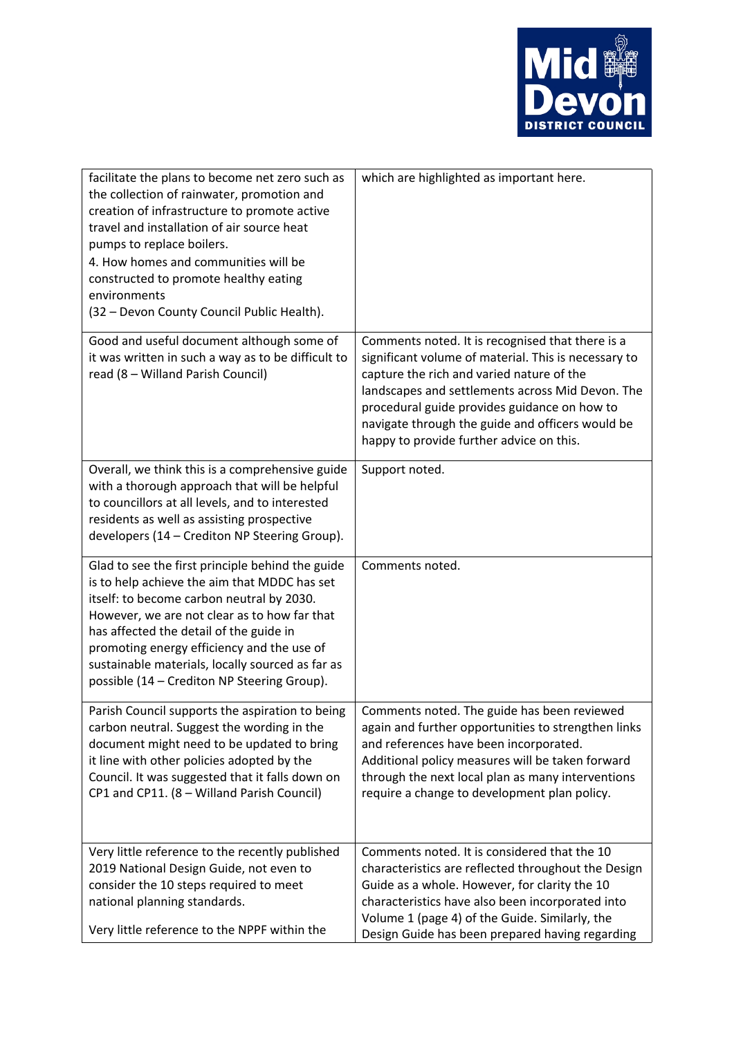| | |
|---|---|
| facilitate the plans to become net zero such as the collection of rainwater, promotion and creation of infrastructure to promote active travel and installation of air source heat pumps to replace boilers.<br>4. How homes and communities will be constructed to promote healthy eating environments<br>(32 – Devon County Council Public Health). | which are highlighted as important here. |
| Good and useful document although some of it was written in such a way as to be difficult to read (8 – Willand Parish Council) | Comments noted. It is recognised that there is a significant volume of material. This is necessary to capture the rich and varied nature of the landscapes and settlements across Mid Devon. The procedural guide provides guidance on how to navigate through the guide and officers would be happy to provide further advice on this. |
| Overall, we think this is a comprehensive guide with a thorough approach that will be helpful to councillors at all levels, and to interested residents as well as assisting prospective developers (14 – Crediton NP Steering Group). | Support noted. |
| Glad to see the first principle behind the guide is to help achieve the aim that MDDC has set itself: to become carbon neutral by 2030. However, we are not clear as to how far that has affected the detail of the guide in promoting energy efficiency and the use of sustainable materials, locally sourced as far as possible (14 – Crediton NP Steering Group). | Comments noted. |
| Parish Council supports the aspiration to being carbon neutral. Suggest the wording in the document might need to be updated to bring it line with other policies adopted by the Council. It was suggested that it falls down on CP1 and CP11. (8 – Willand Parish Council) | Comments noted. The guide has been reviewed again and further opportunities to strengthen links and references have been incorporated. Additional policy measures will be taken forward through the next local plan as many interventions require a change to development plan policy. |
| Very little reference to the recently published 2019 National Design Guide, not even to consider the 10 steps required to meet national planning standards.<br><br>Very little reference to the NPPF within the | Comments noted. It is considered that the 10 characteristics are reflected throughout the Design Guide as a whole. However, for clarity the 10 characteristics have also been incorporated into Volume 1 (page 4) of the Guide. Similarly, the Design Guide has been prepared having regarding |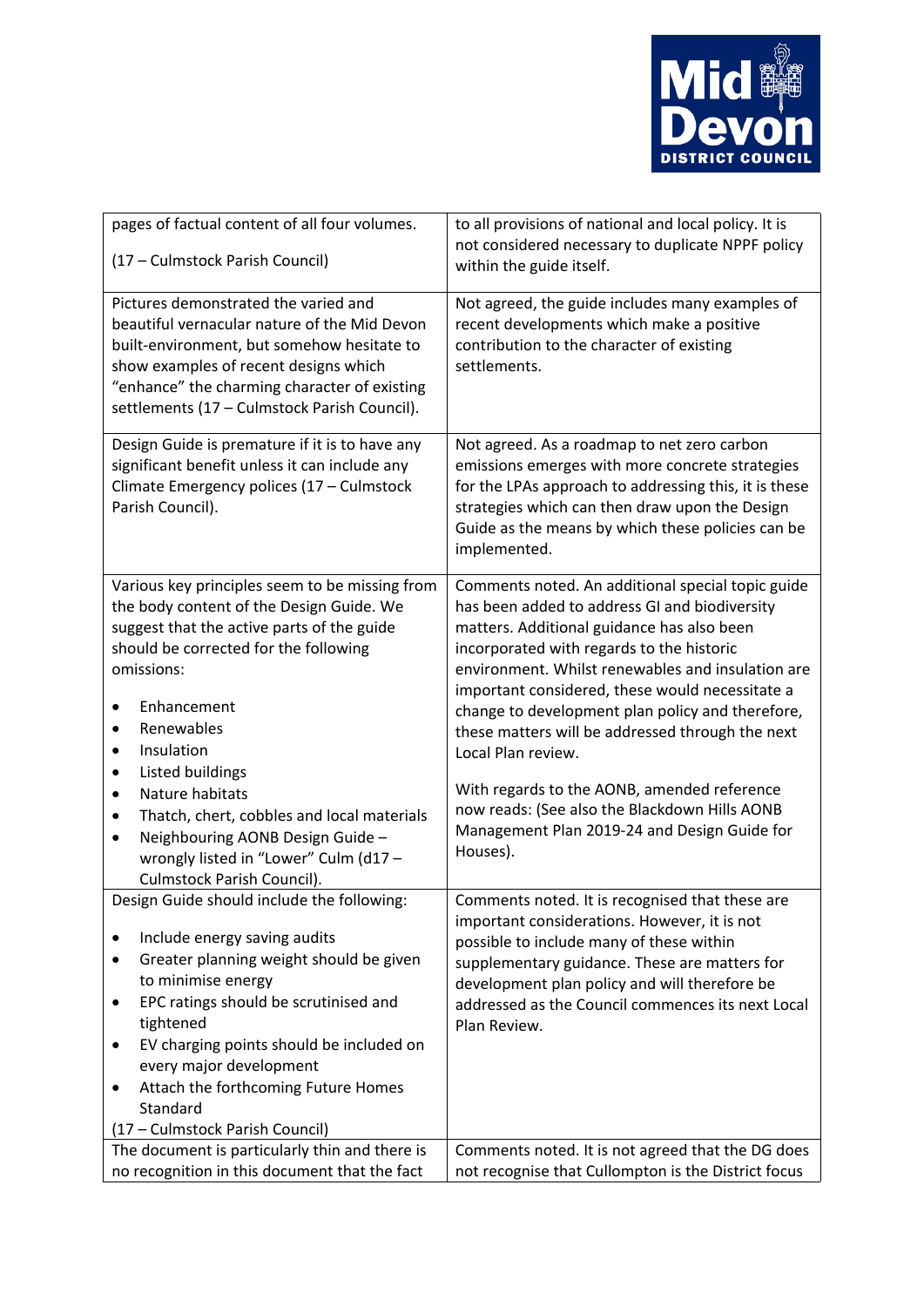| | |
|---|---|
| pages of factual content of all four volumes.<br><br>(17 – Culmstock Parish Council) | to all provisions of national and local policy. It is not considered necessary to duplicate NPPF policy within the guide itself. |
| Pictures demonstrated the varied and beautiful vernacular nature of the Mid Devon built-environment, but somehow hesitate to show examples of recent designs which "enhance" the charming character of existing settlements (17 – Culmstock Parish Council). | Not agreed, the guide includes many examples of recent developments which make a positive contribution to the character of existing settlements. |
| Design Guide is premature if it is to have any significant benefit unless it can include any Climate Emergency polices (17 – Culmstock Parish Council). | Not agreed. As a roadmap to net zero carbon emissions emerges with more concrete strategies for the LPAs approach to addressing this, it is these strategies which can then draw upon the Design Guide as the means by which these policies can be implemented. |
| Various key principles seem to be missing from the body content of the Design Guide. We suggest that the active parts of the guide should be corrected for the following omissions:<br><br>• Enhancement<br>• Renewables<br>• Insulation<br>• Listed buildings<br>• Nature habitats<br>• Thatch, chert, cobbles and local materials<br>• Neighbouring AONB Design Guide – wrongly listed in "Lower" Culm (d17 – Culmstock Parish Council). | Comments noted. An additional special topic guide has been added to address GI and biodiversity matters. Additional guidance has also been incorporated with regards to the historic environment. Whilst renewables and insulation are important considered, these would necessitate a change to development plan policy and therefore, these matters will be addressed through the next Local Plan review.<br><br>With regards to the AONB, amended reference now reads: (See also the Blackdown Hills AONB Management Plan 2019-24 and Design Guide for Houses). |
| Design Guide should include the following:<br><br>• Include energy saving audits<br>• Greater planning weight should be given to minimise energy<br>• EPC ratings should be scrutinised and tightened<br>• EV charging points should be included on every major development<br>• Attach the forthcoming Future Homes Standard<br><br>(17 – Culmstock Parish Council) | Comments noted. It is recognised that these are important considerations. However, it is not possible to include many of these within supplementary guidance. These are matters for development plan policy and will therefore be addressed as the Council commences its next Local Plan Review. |
| The document is particularly thin and there is no recognition in this document that the fact | Comments noted. It is not agreed that the DG does not recognise that Cullompton is the District focus |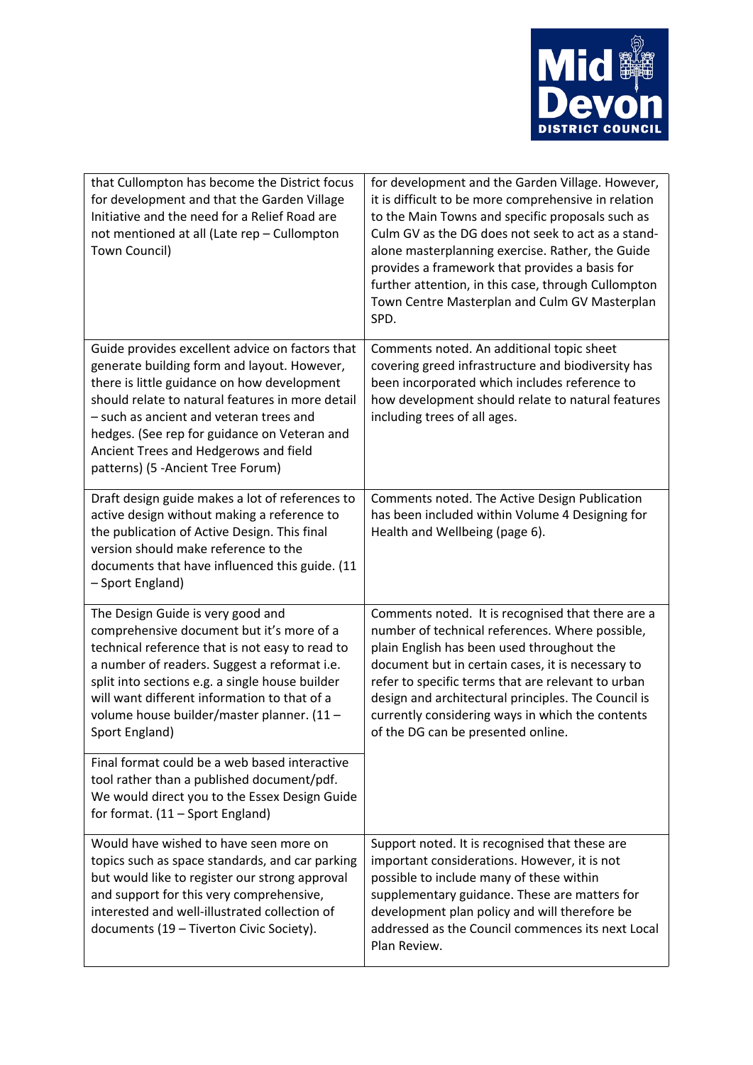| | |
|---|---|
| that Cullompton has become the District focus for development and that the Garden Village Initiative and the need for a Relief Road are not mentioned at all (Late rep – Cullompton Town Council) | for development and the Garden Village. However, it is difficult to be more comprehensive in relation to the Main Towns and specific proposals such as Culm GV as the DG does not seek to act as a stand-alone masterplanning exercise. Rather, the Guide provides a framework that provides a basis for further attention, in this case, through Cullompton Town Centre Masterplan and Culm GV Masterplan SPD. |
| Guide provides excellent advice on factors that generate building form and layout. However, there is little guidance on how development should relate to natural features in more detail – such as ancient and veteran trees and hedges. (See rep for guidance on Veteran and Ancient Trees and Hedgerows and field patterns) (5 -Ancient Tree Forum) | Comments noted. An additional topic sheet covering greed infrastructure and biodiversity has been incorporated which includes reference to how development should relate to natural features including trees of all ages. |
| Draft design guide makes a lot of references to active design without making a reference to the publication of Active Design. This final version should make reference to the documents that have influenced this guide. (11 – Sport England) | Comments noted. The Active Design Publication has been included within Volume 4 Designing for Health and Wellbeing (page 6). |
| The Design Guide is very good and comprehensive document but it's more of a technical reference that is not easy to read to a number of readers. Suggest a reformat i.e. split into sections e.g. a single house builder will want different information to that of a volume house builder/master planner. (11 – Sport England) | Comments noted. It is recognised that there are a number of technical references. Where possible, plain English has been used throughout the document but in certain cases, it is necessary to refer to specific terms that are relevant to urban design and architectural principles. The Council is currently considering ways in which the contents of the DG can be presented online. |
| Final format could be a web based interactive tool rather than a published document/pdf. We would direct you to the Essex Design Guide for format. (11 – Sport England) | |
| Would have wished to have seen more on topics such as space standards, and car parking but would like to register our strong approval and support for this very comprehensive, interested and well-illustrated collection of documents (19 – Tiverton Civic Society). | Support noted. It is recognised that these are important considerations. However, it is not possible to include many of these within supplementary guidance. These are matters for development plan policy and will therefore be addressed as the Council commences its next Local Plan Review. |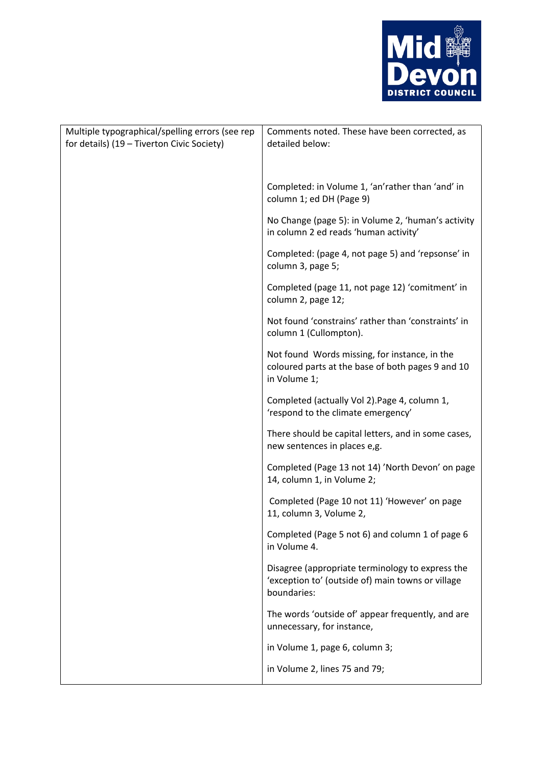| | |
|---|---|
| Multiple typographical/spelling errors (see rep for details) (19 – Tiverton Civic Society) | Comments noted. These have been corrected, as detailed below:<br><br>Completed: in Volume 1, 'an'rather than 'and' in column 1; ed DH (Page 9)<br><br>No Change (page 5): in Volume 2, 'human's activity in column 2 ed reads 'human activity'<br><br>Completed: (page 4, not page 5) and 'repsonse' in column 3, page 5;<br><br>Completed (page 11, not page 12) 'comitment' in column 2, page 12;<br><br>Not found 'constrains' rather than 'constraints' in column 1 (Cullompton).<br><br>Not found Words missing, for instance, in the coloured parts at the base of both pages 9 and 10 in Volume 1;<br><br>Completed (actually Vol 2).Page 4, column 1, 'respond to the climate emergency'<br><br>There should be capital letters, and in some cases, new sentences in places e,g.<br><br>Completed (Page 13 not 14) 'North Devon' on page 14, column 1, in Volume 2;<br><br>Completed (Page 10 not 11) 'However' on page 11, column 3, Volume 2,<br><br>Completed (Page 5 not 6) and column 1 of page 6 in Volume 4.<br><br>Disagree (appropriate terminology to express the 'exception to' (outside of) main towns or village boundaries:<br><br>The words 'outside of' appear frequently, and are unnecessary, for instance,<br><br>in Volume 1, page 6, column 3;<br><br>in Volume 2, lines 75 and 79; |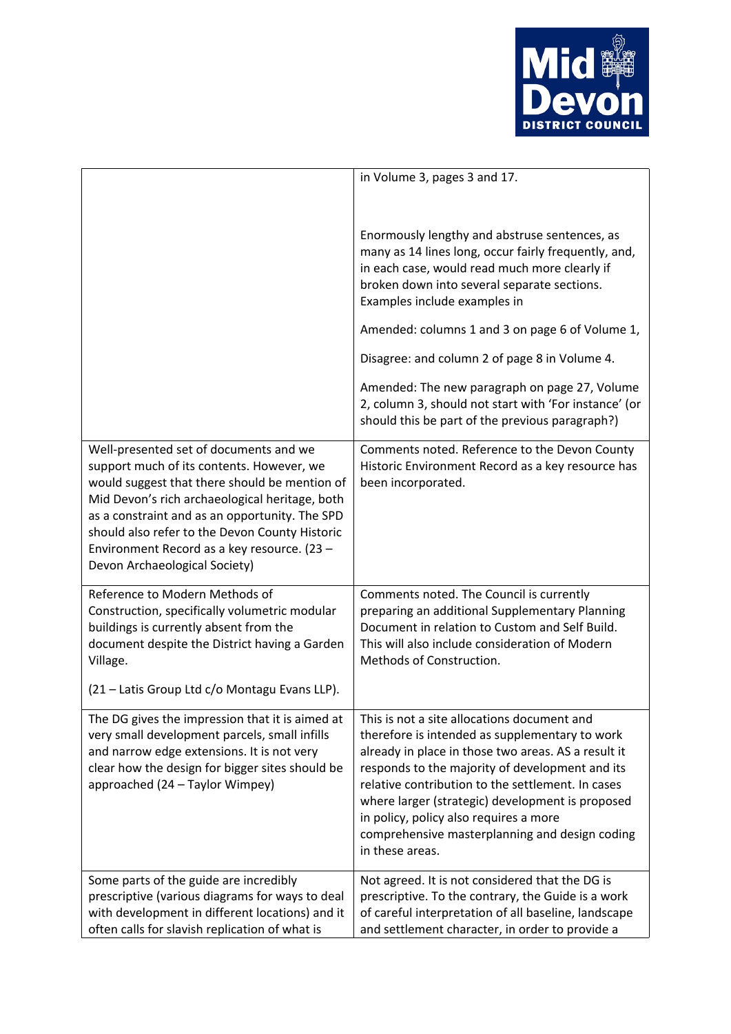| | |
|---|---|
| | in Volume 3, pages 3 and 17.<br><br>Enormously lengthy and abstruse sentences, as many as 14 lines long, occur fairly frequently, and, in each case, would read much more clearly if broken down into several separate sections. Examples include examples in<br><br>Amended: columns 1 and 3 on page 6 of Volume 1,<br><br>Disagree: and column 2 of page 8 in Volume 4.<br><br>Amended: The new paragraph on page 27, Volume 2, column 3, should not start with 'For instance' (or should this be part of the previous paragraph?) |
| Well-presented set of documents and we support much of its contents. However, we would suggest that there should be mention of Mid Devon's rich archaeological heritage, both as a constraint and as an opportunity. The SPD should also refer to the Devon County Historic Environment Record as a key resource. (23 – Devon Archaeological Society) | Comments noted. Reference to the Devon County Historic Environment Record as a key resource has been incorporated. |
| Reference to Modern Methods of Construction, specifically volumetric modular buildings is currently absent from the document despite the District having a Garden Village.<br><br>(21 – Latis Group Ltd c/o Montagu Evans LLP). | Comments noted. The Council is currently preparing an additional Supplementary Planning Document in relation to Custom and Self Build. This will also include consideration of Modern Methods of Construction. |
| The DG gives the impression that it is aimed at very small development parcels, small infills and narrow edge extensions. It is not very clear how the design for bigger sites should be approached (24 – Taylor Wimpey) | This is not a site allocations document and therefore is intended as supplementary to work already in place in those two areas. AS a result it responds to the majority of development and its relative contribution to the settlement. In cases where larger (strategic) development is proposed in policy, policy also requires a more comprehensive masterplanning and design coding in these areas. |
| Some parts of the guide are incredibly prescriptive (various diagrams for ways to deal with development in different locations) and it often calls for slavish replication of what is | Not agreed. It is not considered that the DG is prescriptive. To the contrary, the Guide is a work of careful interpretation of all baseline, landscape and settlement character, in order to provide a |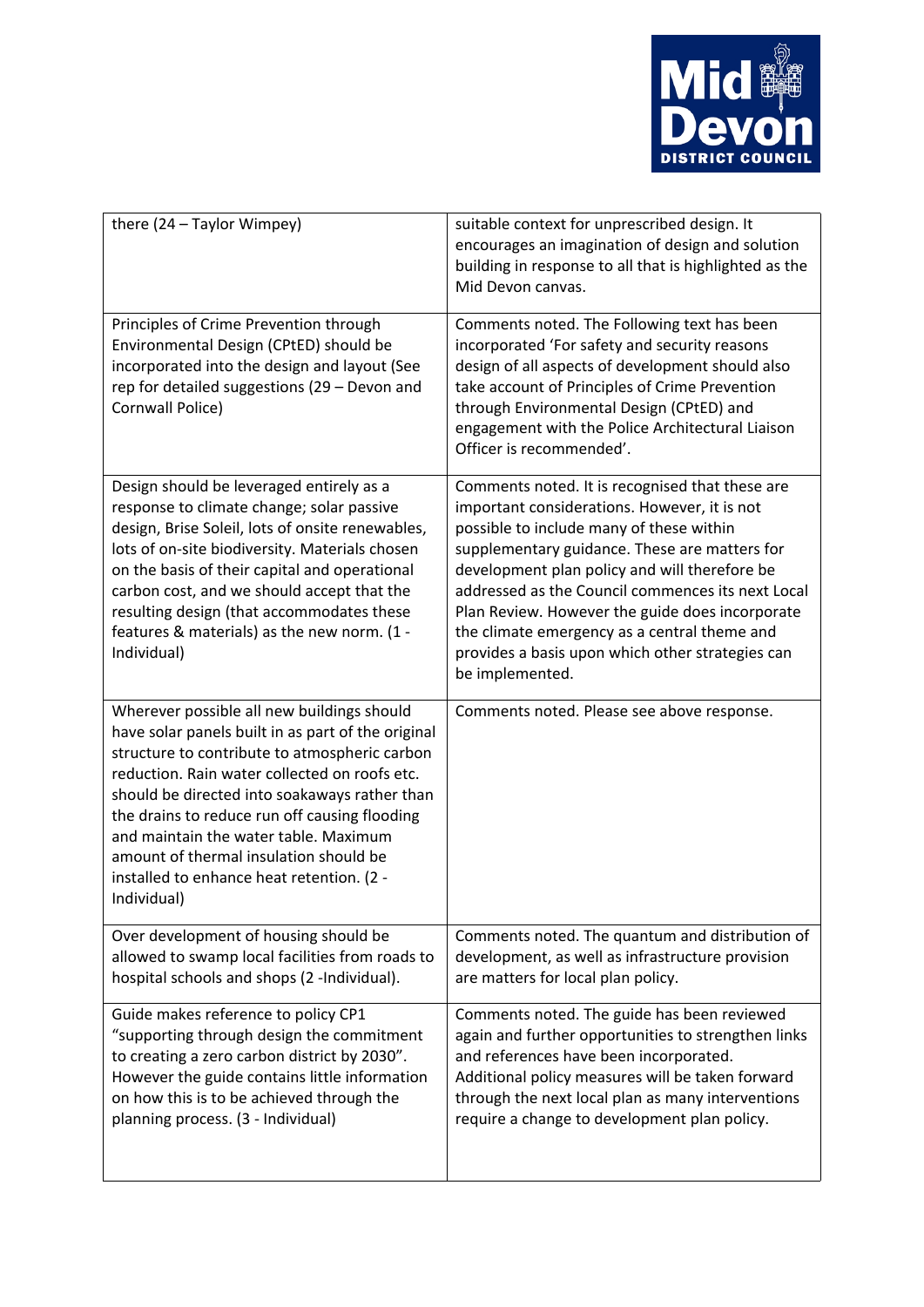| | |
|---|---|
| there (24 – Taylor Wimpey) | suitable context for unprescribed design. It encourages an imagination of design and solution building in response to all that is highlighted as the Mid Devon canvas. |
| Principles of Crime Prevention through Environmental Design (CPtED) should be incorporated into the design and layout (See rep for detailed suggestions (29 – Devon and Cornwall Police) | Comments noted. The Following text has been incorporated 'For safety and security reasons design of all aspects of development should also take account of Principles of Crime Prevention through Environmental Design (CPtED) and engagement with the Police Architectural Liaison Officer is recommended'. |
| Design should be leveraged entirely as a response to climate change; solar passive design, Brise Soleil, lots of onsite renewables, lots of on-site biodiversity. Materials chosen on the basis of their capital and operational carbon cost, and we should accept that the resulting design (that accommodates these features & materials) as the new norm. (1 - Individual) | Comments noted. It is recognised that these are important considerations. However, it is not possible to include many of these within supplementary guidance. These are matters for development plan policy and will therefore be addressed as the Council commences its next Local Plan Review. However the guide does incorporate the climate emergency as a central theme and provides a basis upon which other strategies can be implemented. |
| Wherever possible all new buildings should have solar panels built in as part of the original structure to contribute to atmospheric carbon reduction. Rain water collected on roofs etc. should be directed into soakaways rather than the drains to reduce run off causing flooding and maintain the water table. Maximum amount of thermal insulation should be installed to enhance heat retention. (2 - Individual) | Comments noted. Please see above response. |
| Over development of housing should be allowed to swamp local facilities from roads to hospital schools and shops (2 -Individual). | Comments noted. The quantum and distribution of development, as well as infrastructure provision are matters for local plan policy. |
| Guide makes reference to policy CP1 "supporting through design the commitment to creating a zero carbon district by 2030". However the guide contains little information on how this is to be achieved through the planning process. (3 - Individual) | Comments noted. The guide has been reviewed again and further opportunities to strengthen links and references have been incorporated. Additional policy measures will be taken forward through the next local plan as many interventions require a change to development plan policy. |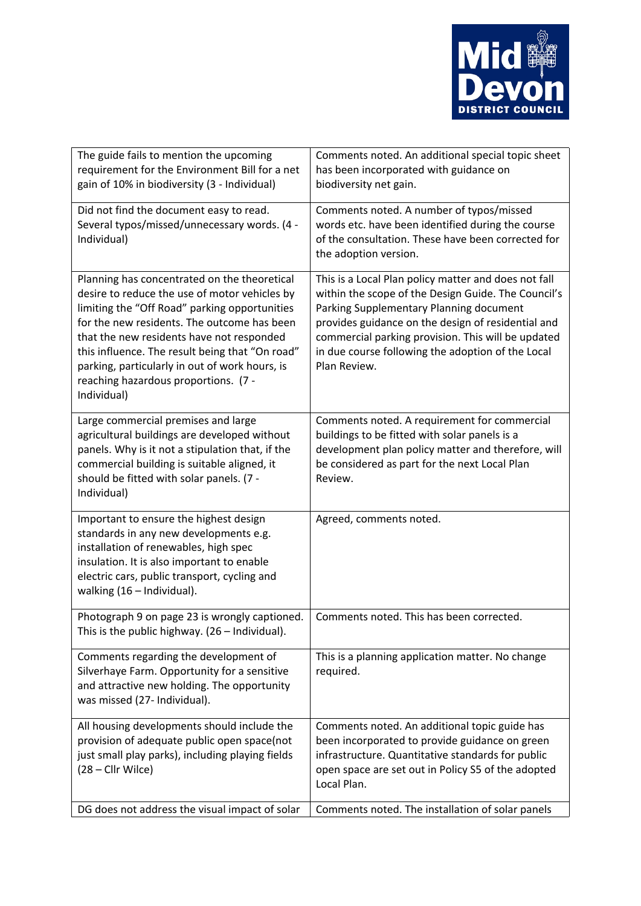| | |
|---|---|
| The guide fails to mention the upcoming requirement for the Environment Bill for a net gain of 10% in biodiversity (3 - Individual) | Comments noted. An additional special topic sheet has been incorporated with guidance on biodiversity net gain. |
| Did not find the document easy to read. Several typos/missed/unnecessary words. (4 - Individual) | Comments noted. A number of typos/missed words etc. have been identified during the course of the consultation. These have been corrected for the adoption version. |
| Planning has concentrated on the theoretical desire to reduce the use of motor vehicles by limiting the "Off Road" parking opportunities for the new residents. The outcome has been that the new residents have not responded this influence. The result being that "On road" parking, particularly in out of work hours, is reaching hazardous proportions. (7 - Individual) | This is a Local Plan policy matter and does not fall within the scope of the Design Guide. The Council's Parking Supplementary Planning document provides guidance on the design of residential and commercial parking provision. This will be updated in due course following the adoption of the Local Plan Review. |
| Large commercial premises and large agricultural buildings are developed without panels. Why is it not a stipulation that, if the commercial building is suitable aligned, it should be fitted with solar panels. (7 - Individual) | Comments noted. A requirement for commercial buildings to be fitted with solar panels is a development plan policy matter and therefore, will be considered as part for the next Local Plan Review. |
| Important to ensure the highest design standards in any new developments e.g. installation of renewables, high spec insulation. It is also important to enable electric cars, public transport, cycling and walking (16 – Individual). | Agreed, comments noted. |
| Photograph 9 on page 23 is wrongly captioned. This is the public highway. (26 – Individual). | Comments noted. This has been corrected. |
| Comments regarding the development of Silverhaye Farm. Opportunity for a sensitive and attractive new holding. The opportunity was missed (27- Individual). | This is a planning application matter. No change required. |
| All housing developments should include the provision of adequate public open space(not just small play parks), including playing fields (28 – Cllr Wilce) | Comments noted. An additional topic guide has been incorporated to provide guidance on green infrastructure. Quantitative standards for public open space are set out in Policy S5 of the adopted Local Plan. |
| DG does not address the visual impact of solar | Comments noted. The installation of solar panels |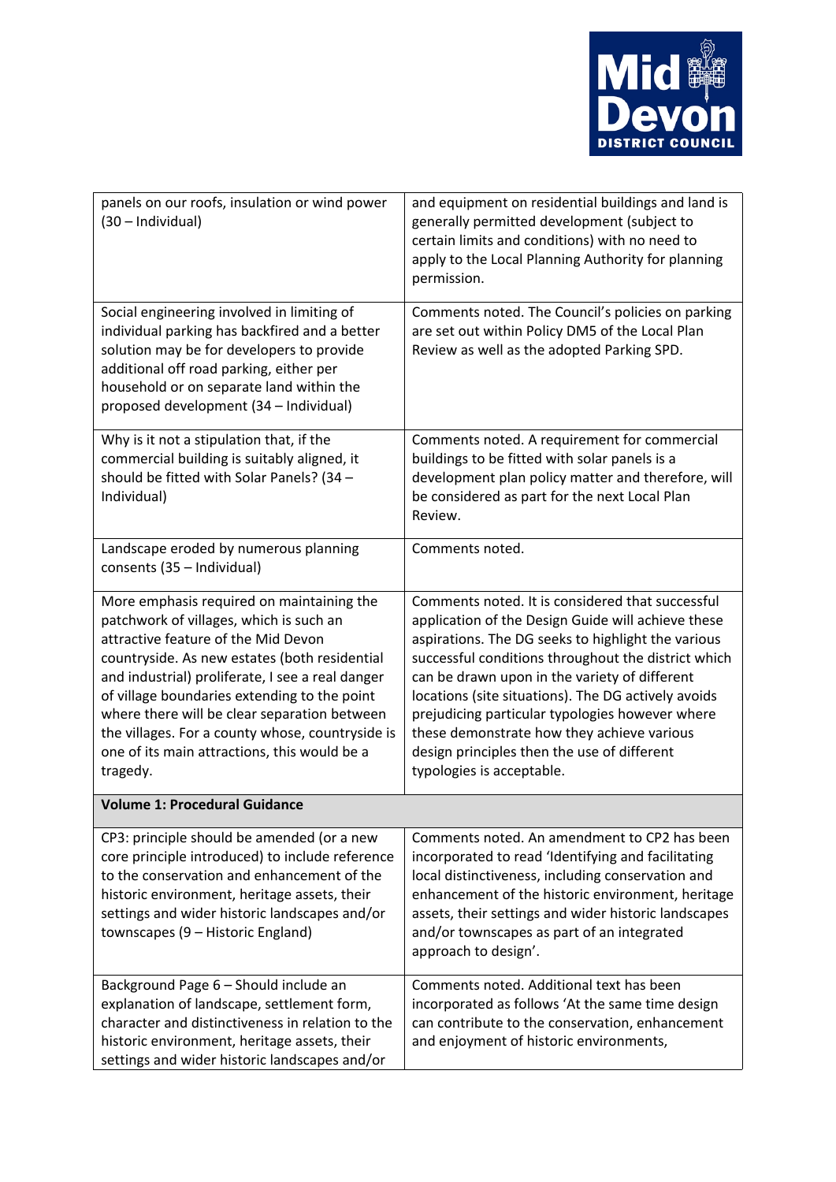| | |
|---|---|
| panels on our roofs, insulation or wind power (30 – Individual) | and equipment on residential buildings and land is generally permitted development (subject to certain limits and conditions) with no need to apply to the Local Planning Authority for planning permission. |
| Social engineering involved in limiting of individual parking has backfired and a better solution may be for developers to provide additional off road parking, either per household or on separate land within the proposed development (34 – Individual) | Comments noted. The Council's policies on parking are set out within Policy DM5 of the Local Plan Review as well as the adopted Parking SPD. |
| Why is it not a stipulation that, if the commercial building is suitably aligned, it should be fitted with Solar Panels? (34 – Individual) | Comments noted. A requirement for commercial buildings to be fitted with solar panels is a development plan policy matter and therefore, will be considered as part for the next Local Plan Review. |
| Landscape eroded by numerous planning consents (35 – Individual) | Comments noted. |
| More emphasis required on maintaining the patchwork of villages, which is such an attractive feature of the Mid Devon countryside. As new estates (both residential and industrial) proliferate, I see a real danger of village boundaries extending to the point where there will be clear separation between the villages. For a county whose, countryside is one of its main attractions, this would be a tragedy. | Comments noted. It is considered that successful application of the Design Guide will achieve these aspirations. The DG seeks to highlight the various successful conditions throughout the district which can be drawn upon in the variety of different locations (site situations). The DG actively avoids prejudicing particular typologies however where these demonstrate how they achieve various design principles then the use of different typologies is acceptable. |
| **Volume 1: Procedural Guidance** | |
| CP3: principle should be amended (or a new core principle introduced) to include reference to the conservation and enhancement of the historic environment, heritage assets, their settings and wider historic landscapes and/or townscapes (9 – Historic England) | Comments noted. An amendment to CP2 has been incorporated to read 'Identifying and facilitating local distinctiveness, including conservation and enhancement of the historic environment, heritage assets, their settings and wider historic landscapes and/or townscapes as part of an integrated approach to design'. |
| Background Page 6 – Should include an explanation of landscape, settlement form, character and distinctiveness in relation to the historic environment, heritage assets, their settings and wider historic landscapes and/or | Comments noted. Additional text has been incorporated as follows 'At the same time design can contribute to the conservation, enhancement and enjoyment of historic environments, |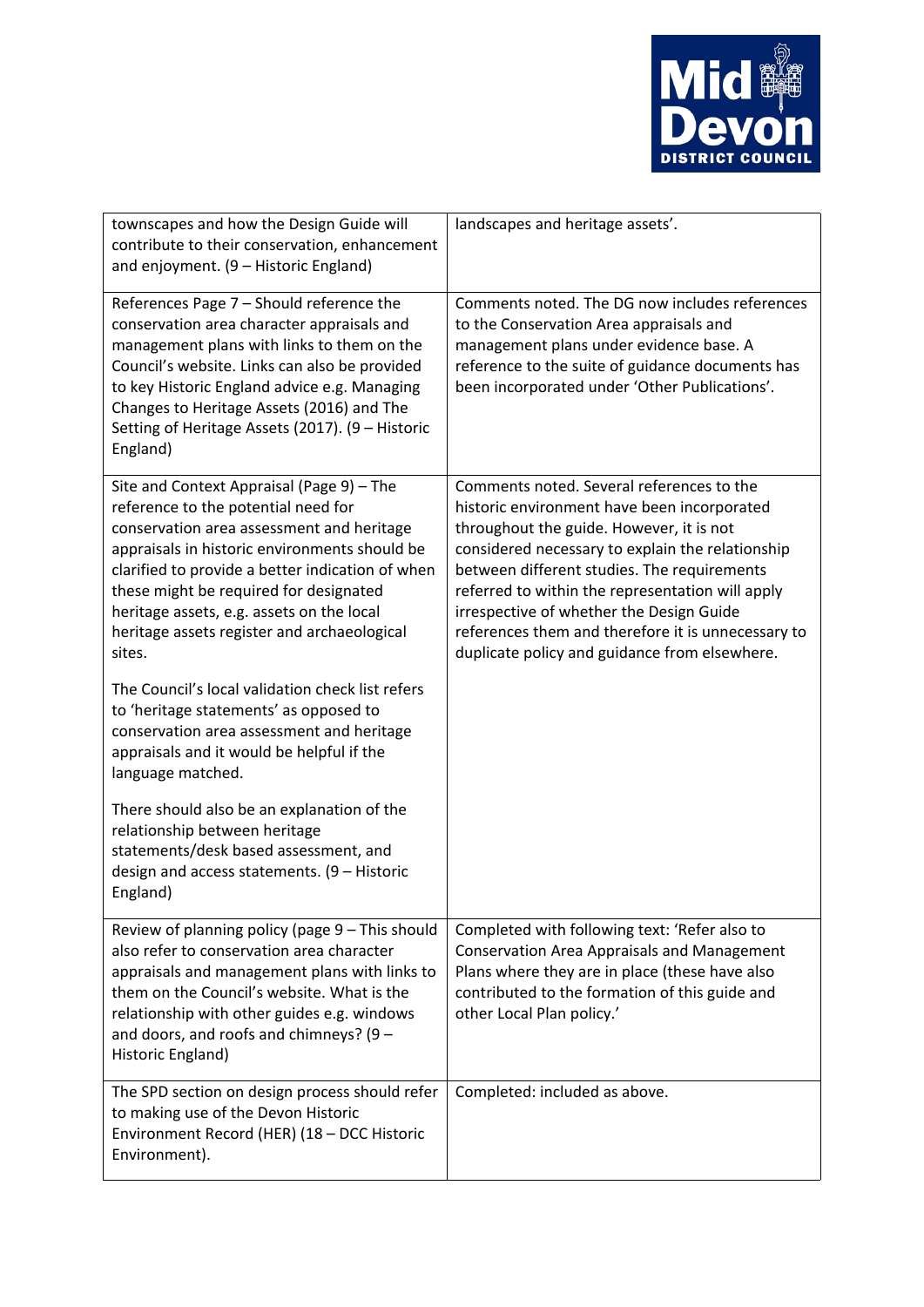| | |
|---|---|
| townscapes and how the Design Guide will contribute to their conservation, enhancement and enjoyment. (9 – Historic England) | landscapes and heritage assets'. |
| References Page 7 – Should reference the conservation area character appraisals and management plans with links to them on the Council's website. Links can also be provided to key Historic England advice e.g. Managing Changes to Heritage Assets (2016) and The Setting of Heritage Assets (2017). (9 – Historic England) | Comments noted. The DG now includes references to the Conservation Area appraisals and management plans under evidence base. A reference to the suite of guidance documents has been incorporated under 'Other Publications'. |
| Site and Context Appraisal (Page 9) – The reference to the potential need for conservation area assessment and heritage appraisals in historic environments should be clarified to provide a better indication of when these might be required for designated heritage assets, e.g. assets on the local heritage assets register and archaeological sites.<br><br>The Council's local validation check list refers to 'heritage statements' as opposed to conservation area assessment and heritage appraisals and it would be helpful if the language matched.<br><br>There should also be an explanation of the relationship between heritage statements/desk based assessment, and design and access statements. (9 – Historic England) | Comments noted. Several references to the historic environment have been incorporated throughout the guide. However, it is not considered necessary to explain the relationship between different studies. The requirements referred to within the representation will apply irrespective of whether the Design Guide references them and therefore it is unnecessary to duplicate policy and guidance from elsewhere. |
| Review of planning policy (page 9 – This should also refer to conservation area character appraisals and management plans with links to them on the Council's website. What is the relationship with other guides e.g. windows and doors, and roofs and chimneys? (9 – Historic England) | Completed with following text: 'Refer also to Conservation Area Appraisals and Management Plans where they are in place (these have also contributed to the formation of this guide and other Local Plan policy.' |
| The SPD section on design process should refer to making use of the Devon Historic Environment Record (HER) (18 – DCC Historic Environment). | Completed: included as above. |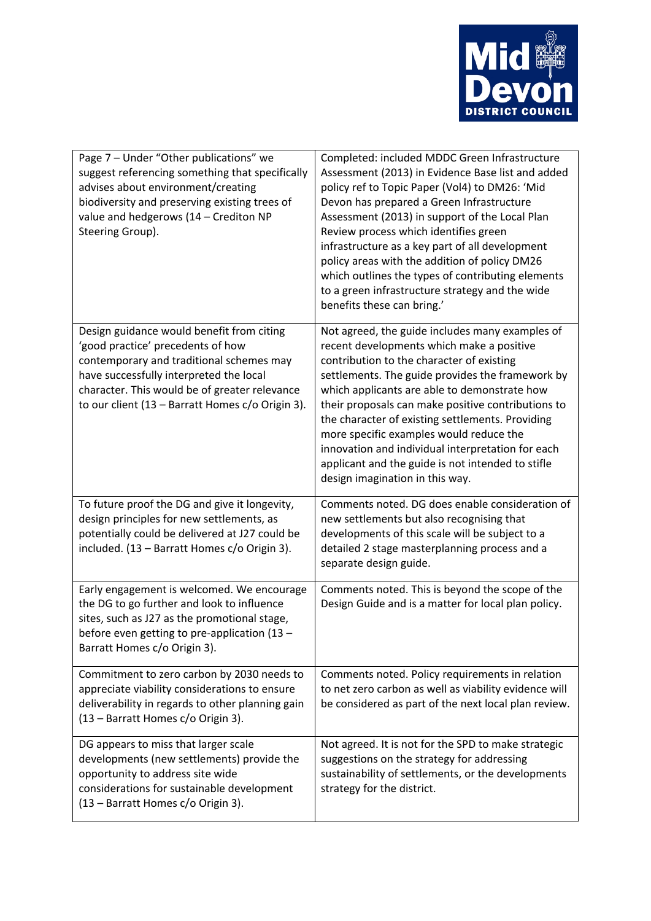| | |
|---|---|
| Page 7 – Under "Other publications" we suggest referencing something that specifically advises about environment/creating biodiversity and preserving existing trees of value and hedgerows (14 – Crediton NP Steering Group). | Completed: included MDDC Green Infrastructure Assessment (2013) in Evidence Base list and added policy ref to Topic Paper (Vol4) to DM26: 'Mid Devon has prepared a Green Infrastructure Assessment (2013) in support of the Local Plan Review process which identifies green infrastructure as a key part of all development policy areas with the addition of policy DM26 which outlines the types of contributing elements to a green infrastructure strategy and the wide benefits these can bring.' |
| Design guidance would benefit from citing 'good practice' precedents of how contemporary and traditional schemes may have successfully interpreted the local character. This would be of greater relevance to our client (13 – Barratt Homes c/o Origin 3). | Not agreed, the guide includes many examples of recent developments which make a positive contribution to the character of existing settlements. The guide provides the framework by which applicants are able to demonstrate how their proposals can make positive contributions to the character of existing settlements. Providing more specific examples would reduce the innovation and individual interpretation for each applicant and the guide is not intended to stifle design imagination in this way. |
| To future proof the DG and give it longevity, design principles for new settlements, as potentially could be delivered at J27 could be included. (13 – Barratt Homes c/o Origin 3). | Comments noted. DG does enable consideration of new settlements but also recognising that developments of this scale will be subject to a detailed 2 stage masterplanning process and a separate design guide. |
| Early engagement is welcomed. We encourage the DG to go further and look to influence sites, such as J27 as the promotional stage, before even getting to pre-application (13 – Barratt Homes c/o Origin 3). | Comments noted. This is beyond the scope of the Design Guide and is a matter for local plan policy. |
| Commitment to zero carbon by 2030 needs to appreciate viability considerations to ensure deliverability in regards to other planning gain (13 – Barratt Homes c/o Origin 3). | Comments noted. Policy requirements in relation to net zero carbon as well as viability evidence will be considered as part of the next local plan review. |
| DG appears to miss that larger scale developments (new settlements) provide the opportunity to address site wide considerations for sustainable development (13 – Barratt Homes c/o Origin 3). | Not agreed. It is not for the SPD to make strategic suggestions on the strategy for addressing sustainability of settlements, or the developments strategy for the district. |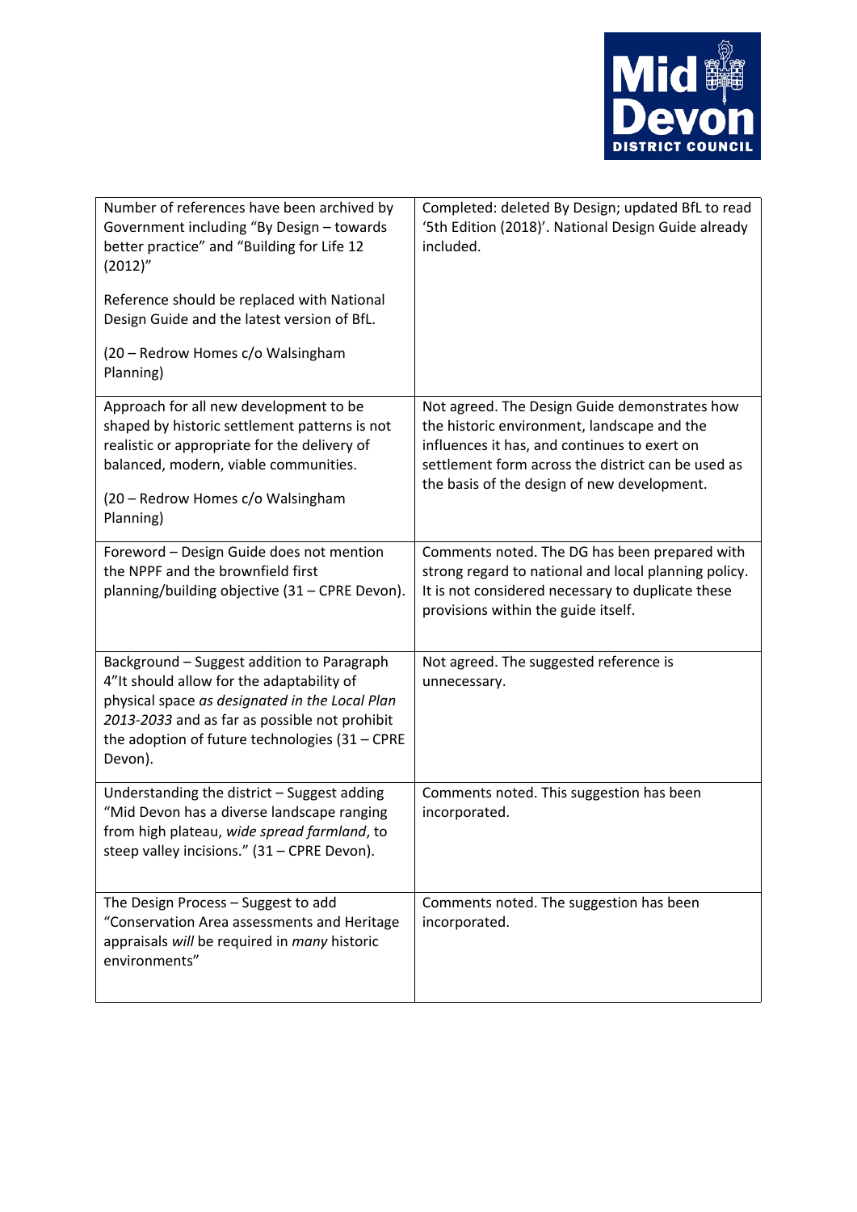| | |
|---|---|
| Number of references have been archived by Government including "By Design – towards better practice" and "Building for Life 12 (2012)"<br><br>Reference should be replaced with National Design Guide and the latest version of BfL.<br><br>(20 – Redrow Homes c/o Walsingham Planning) | Completed: deleted By Design; updated BfL to read '5th Edition (2018)'. National Design Guide already included. |
| Approach for all new development to be shaped by historic settlement patterns is not realistic or appropriate for the delivery of balanced, modern, viable communities.<br><br>(20 – Redrow Homes c/o Walsingham Planning) | Not agreed. The Design Guide demonstrates how the historic environment, landscape and the influences it has, and continues to exert on settlement form across the district can be used as the basis of the design of new development. |
| Foreword – Design Guide does not mention the NPPF and the brownfield first planning/building objective (31 – CPRE Devon). | Comments noted. The DG has been prepared with strong regard to national and local planning policy. It is not considered necessary to duplicate these provisions within the guide itself. |
| Background – Suggest addition to Paragraph 4"It should allow for the adaptability of physical space *as designated in the Local Plan 2013-2033* and as far as possible not prohibit the adoption of future technologies (31 – CPRE Devon). | Not agreed. The suggested reference is unnecessary. |
| Understanding the district – Suggest adding "Mid Devon has a diverse landscape ranging from high plateau, *wide spread farmland*, to steep valley incisions." (31 – CPRE Devon). | Comments noted. This suggestion has been incorporated. |
| The Design Process – Suggest to add "Conservation Area assessments and Heritage appraisals *will* be required in *many* historic environments" | Comments noted. The suggestion has been incorporated. |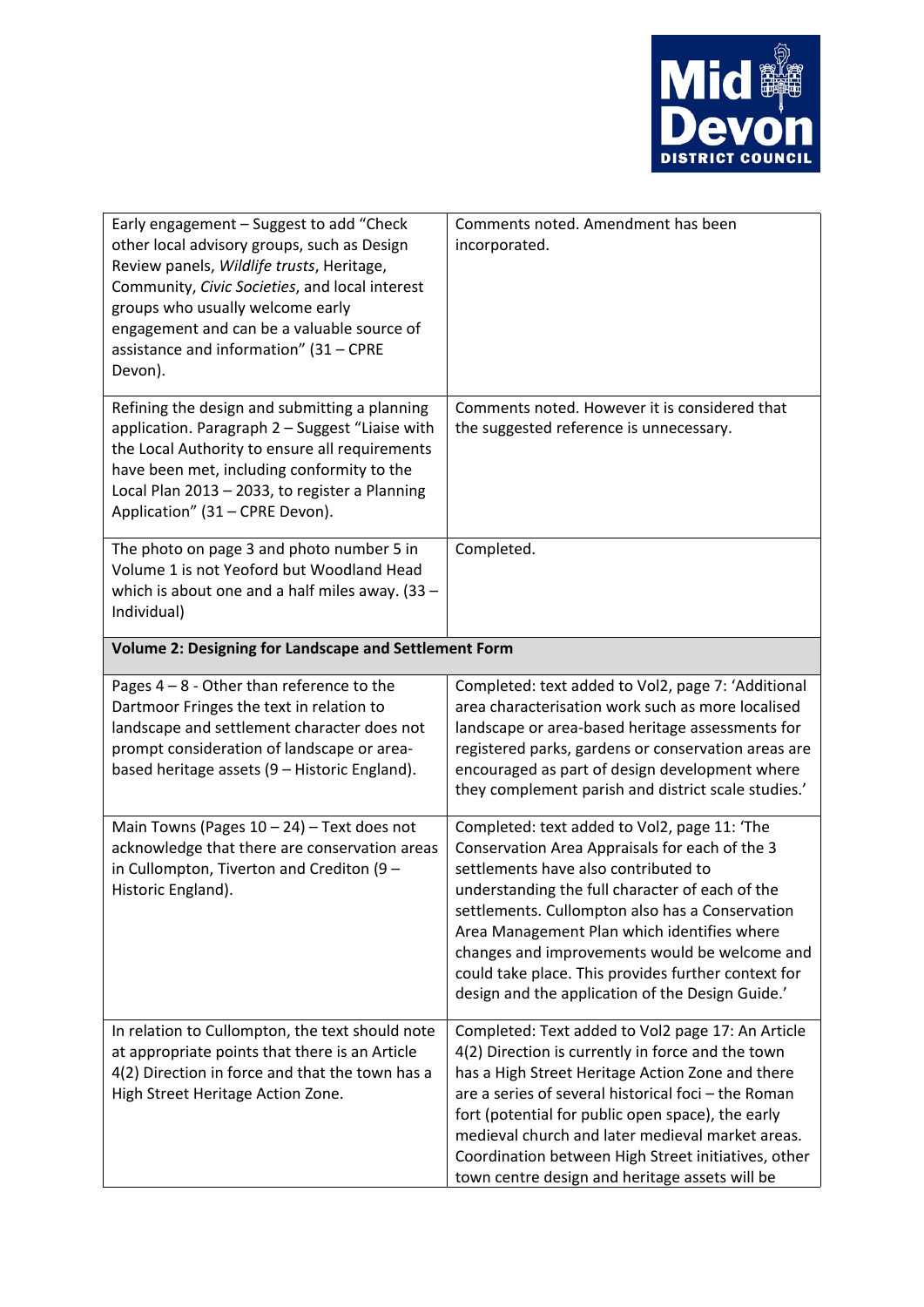| | |
|---|---|
| Early engagement – Suggest to add "Check other local advisory groups, such as Design Review panels, *Wildlife trusts*, Heritage, Community, *Civic Societies*, and local interest groups who usually welcome early engagement and can be a valuable source of assistance and information" (31 – CPRE Devon). | Comments noted. Amendment has been incorporated. |
| Refining the design and submitting a planning application. Paragraph 2 – Suggest "Liaise with the Local Authority to ensure all requirements have been met, including conformity to the Local Plan 2013 – 2033, to register a Planning Application" (31 – CPRE Devon). | Comments noted. However it is considered that the suggested reference is unnecessary. |
| The photo on page 3 and photo number 5 in Volume 1 is not Yeoford but Woodland Head which is about one and a half miles away. (33 – Individual) | Completed. |
| **Volume 2: Designing for Landscape and Settlement Form** | |
| Pages 4 – 8 - Other than reference to the Dartmoor Fringes the text in relation to landscape and settlement character does not prompt consideration of landscape or area-based heritage assets (9 – Historic England). | Completed: text added to Vol2, page 7: 'Additional area characterisation work such as more localised landscape or area-based heritage assessments for registered parks, gardens or conservation areas are encouraged as part of design development where they complement parish and district scale studies.' |
| Main Towns (Pages 10 – 24) – Text does not acknowledge that there are conservation areas in Cullompton, Tiverton and Crediton (9 – Historic England). | Completed: text added to Vol2, page 11: 'The Conservation Area Appraisals for each of the 3 settlements have also contributed to understanding the full character of each of the settlements. Cullompton also has a Conservation Area Management Plan which identifies where changes and improvements would be welcome and could take place. This provides further context for design and the application of the Design Guide.' |
| In relation to Cullompton, the text should note at appropriate points that there is an Article 4(2) Direction in force and that the town has a High Street Heritage Action Zone. | Completed: Text added to Vol2 page 17: An Article 4(2) Direction is currently in force and the town has a High Street Heritage Action Zone and there are a series of several historical foci – the Roman fort (potential for public open space), the early medieval church and later medieval market areas. Coordination between High Street initiatives, other town centre design and heritage assets will be |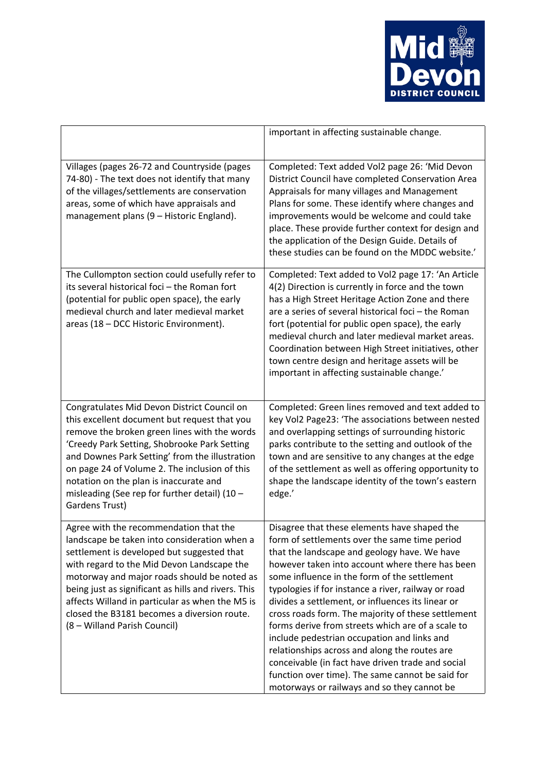| | |
|---|---|
| | important in affecting sustainable change. |
| Villages (pages 26-72 and Countryside (pages 74-80) - The text does not identify that many of the villages/settlements are conservation areas, some of which have appraisals and management plans (9 – Historic England). | Completed: Text added Vol2 page 26: 'Mid Devon District Council have completed Conservation Area Appraisals for many villages and Management Plans for some. These identify where changes and improvements would be welcome and could take place. These provide further context for design and the application of the Design Guide. Details of these studies can be found on the MDDC website.' |
| The Cullompton section could usefully refer to its several historical foci – the Roman fort (potential for public open space), the early medieval church and later medieval market areas (18 – DCC Historic Environment). | Completed: Text added to Vol2 page 17: 'An Article 4(2) Direction is currently in force and the town has a High Street Heritage Action Zone and there are a series of several historical foci – the Roman fort (potential for public open space), the early medieval church and later medieval market areas. Coordination between High Street initiatives, other town centre design and heritage assets will be important in affecting sustainable change.' |
| Congratulates Mid Devon District Council on this excellent document but request that you remove the broken green lines with the words 'Creedy Park Setting, Shobrooke Park Setting and Downes Park Setting' from the illustration on page 24 of Volume 2. The inclusion of this notation on the plan is inaccurate and misleading (See rep for further detail) (10 – Gardens Trust) | Completed: Green lines removed and text added to key Vol2 Page23: 'The associations between nested and overlapping settings of surrounding historic parks contribute to the setting and outlook of the town and are sensitive to any changes at the edge of the settlement as well as offering opportunity to shape the landscape identity of the town's eastern edge.' |
| Agree with the recommendation that the landscape be taken into consideration when a settlement is developed but suggested that with regard to the Mid Devon Landscape the motorway and major roads should be noted as being just as significant as hills and rivers. This affects Willand in particular as when the M5 is closed the B3181 becomes a diversion route. (8 – Willand Parish Council) | Disagree that these elements have shaped the form of settlements over the same time period that the landscape and geology have. We have however taken into account where there has been some influence in the form of the settlement typologies if for instance a river, railway or road divides a settlement, or influences its linear or cross roads form. The majority of these settlement forms derive from streets which are of a scale to include pedestrian occupation and links and relationships across and along the routes are conceivable (in fact have driven trade and social function over time). The same cannot be said for motorways or railways and so they cannot be |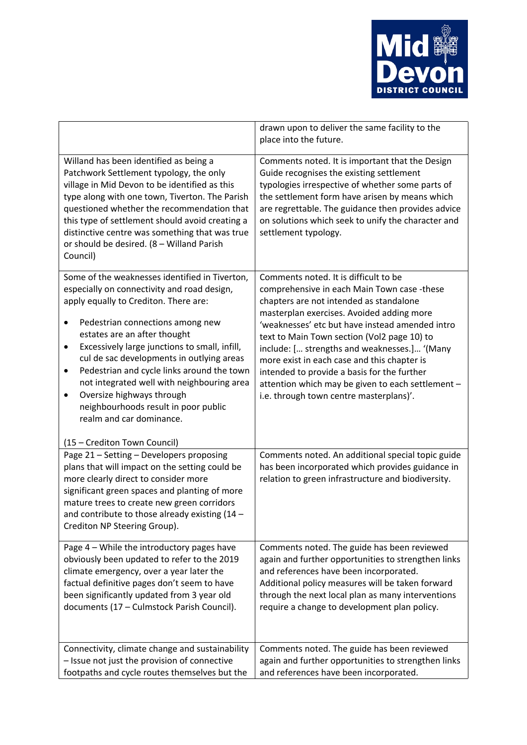| | |
|---|---|
| | drawn upon to deliver the same facility to the place into the future. |
| Willand has been identified as being a Patchwork Settlement typology, the only village in Mid Devon to be identified as this type along with one town, Tiverton. The Parish questioned whether the recommendation that this type of settlement should avoid creating a distinctive centre was something that was true or should be desired. (8 – Willand Parish Council) | Comments noted. It is important that the Design Guide recognises the existing settlement typologies irrespective of whether some parts of the settlement form have arisen by means which are regrettable. The guidance then provides advice on solutions which seek to unify the character and settlement typology. |
| Some of the weaknesses identified in Tiverton, especially on connectivity and road design, apply equally to Crediton. There are:<br>• Pedestrian connections among new estates are an after thought<br>• Excessively large junctions to small, infill, cul de sac developments in outlying areas<br>• Pedestrian and cycle links around the town not integrated well with neighbouring area<br>• Oversize highways through neighbourhoods result in poor public realm and car dominance.<br><br>(15 – Crediton Town Council) | Comments noted. It is difficult to be comprehensive in each Main Town case -these chapters are not intended as standalone masterplan exercises. Avoided adding more 'weaknesses' etc but have instead amended intro text to Main Town section (Vol2 page 10) to include: [… strengths and weaknesses.]… '(Many more exist in each case and this chapter is intended to provide a basis for the further attention which may be given to each settlement – i.e. through town centre masterplans)'. |
| Page 21 – Setting – Developers proposing plans that will impact on the setting could be more clearly direct to consider more significant green spaces and planting of more mature trees to create new green corridors and contribute to those already existing (14 – Crediton NP Steering Group). | Comments noted. An additional special topic guide has been incorporated which provides guidance in relation to green infrastructure and biodiversity. |
| Page 4 – While the introductory pages have obviously been updated to refer to the 2019 climate emergency, over a year later the factual definitive pages don't seem to have been significantly updated from 3 year old documents (17 – Culmstock Parish Council). | Comments noted. The guide has been reviewed again and further opportunities to strengthen links and references have been incorporated. Additional policy measures will be taken forward through the next local plan as many interventions require a change to development plan policy. |
| Connectivity, climate change and sustainability – Issue not just the provision of connective footpaths and cycle routes themselves but the | Comments noted. The guide has been reviewed again and further opportunities to strengthen links and references have been incorporated. |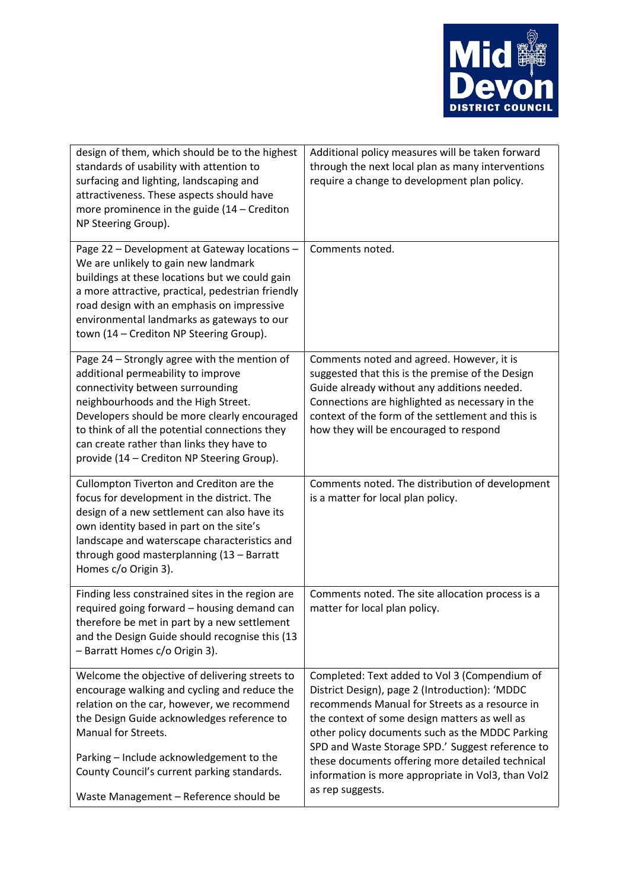| | |
|---|---|
| design of them, which should be to the highest standards of usability with attention to surfacing and lighting, landscaping and attractiveness. These aspects should have more prominence in the guide (14 – Crediton NP Steering Group). | Additional policy measures will be taken forward through the next local plan as many interventions require a change to development plan policy. |
| Page 22 – Development at Gateway locations – We are unlikely to gain new landmark buildings at these locations but we could gain a more attractive, practical, pedestrian friendly road design with an emphasis on impressive environmental landmarks as gateways to our town (14 – Crediton NP Steering Group). | Comments noted. |
| Page 24 – Strongly agree with the mention of additional permeability to improve connectivity between surrounding neighbourhoods and the High Street. Developers should be more clearly encouraged to think of all the potential connections they can create rather than links they have to provide (14 – Crediton NP Steering Group). | Comments noted and agreed. However, it is suggested that this is the premise of the Design Guide already without any additions needed. Connections are highlighted as necessary in the context of the form of the settlement and this is how they will be encouraged to respond |
| Cullompton Tiverton and Crediton are the focus for development in the district. The design of a new settlement can also have its own identity based in part on the site's landscape and waterscape characteristics and through good masterplanning (13 – Barratt Homes c/o Origin 3). | Comments noted. The distribution of development is a matter for local plan policy. |
| Finding less constrained sites in the region are required going forward – housing demand can therefore be met in part by a new settlement and the Design Guide should recognise this (13 – Barratt Homes c/o Origin 3). | Comments noted. The site allocation process is a matter for local plan policy. |
| Welcome the objective of delivering streets to encourage walking and cycling and reduce the relation on the car, however, we recommend the Design Guide acknowledges reference to Manual for Streets.<br><br>Parking – Include acknowledgement to the County Council's current parking standards.<br><br>Waste Management – Reference should be | Completed: Text added to Vol 3 (Compendium of District Design), page 2 (Introduction): 'MDDC recommends Manual for Streets as a resource in the context of some design matters as well as other policy documents such as the MDDC Parking SPD and Waste Storage SPD.' Suggest reference to these documents offering more detailed technical information is more appropriate in Vol3, than Vol2 as rep suggests. |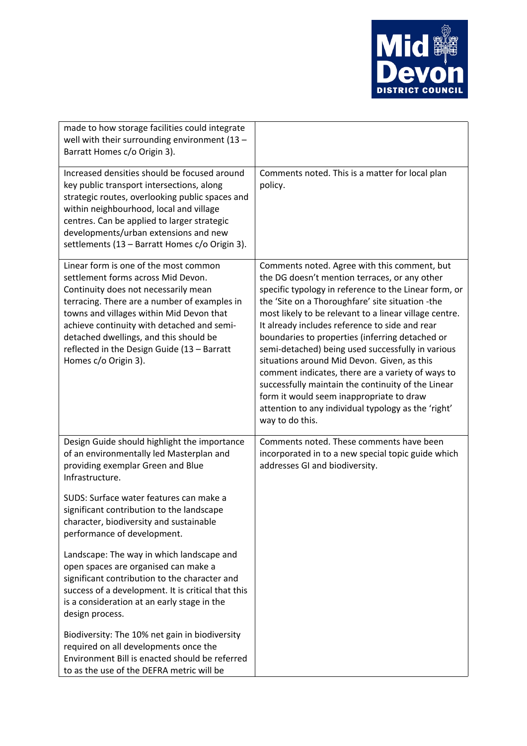| | |
|---|---|
| made to how storage facilities could integrate well with their surrounding environment (13 – Barratt Homes c/o Origin 3). | |
| Increased densities should be focused around key public transport intersections, along strategic routes, overlooking public spaces and within neighbourhood, local and village centres. Can be applied to larger strategic developments/urban extensions and new settlements (13 – Barratt Homes c/o Origin 3). | Comments noted. This is a matter for local plan policy. |
| Linear form is one of the most common settlement forms across Mid Devon. Continuity does not necessarily mean terracing. There are a number of examples in towns and villages within Mid Devon that achieve continuity with detached and semi-detached dwellings, and this should be reflected in the Design Guide (13 – Barratt Homes c/o Origin 3). | Comments noted. Agree with this comment, but the DG doesn't mention terraces, or any other specific typology in reference to the Linear form, or the 'Site on a Thoroughfare' site situation -the most likely to be relevant to a linear village centre. It already includes reference to side and rear boundaries to properties (inferring detached or semi-detached) being used successfully in various situations around Mid Devon. Given, as this comment indicates, there are a variety of ways to successfully maintain the continuity of the Linear form it would seem inappropriate to draw attention to any individual typology as the 'right' way to do this. |
| Design Guide should highlight the importance of an environmentally led Masterplan and providing exemplar Green and Blue Infrastructure.<br><br>SUDS: Surface water features can make a significant contribution to the landscape character, biodiversity and sustainable performance of development.<br><br>Landscape: The way in which landscape and open spaces are organised can make a significant contribution to the character and success of a development. It is critical that this is a consideration at an early stage in the design process.<br><br>Biodiversity: The 10% net gain in biodiversity required on all developments once the Environment Bill is enacted should be referred to as the use of the DEFRA metric will be | Comments noted. These comments have been incorporated in to a new special topic guide which addresses GI and biodiversity. |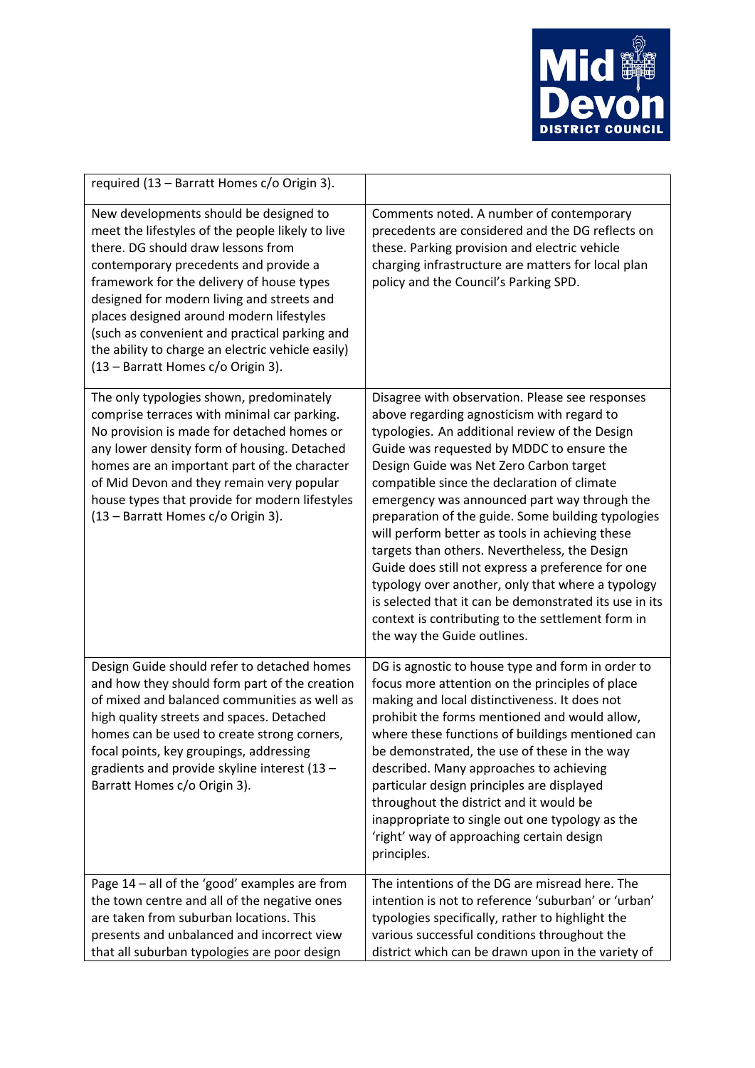| | |
|---|---|
| required (13 – Barratt Homes c/o Origin 3). | |
| New developments should be designed to meet the lifestyles of the people likely to live there. DG should draw lessons from contemporary precedents and provide a framework for the delivery of house types designed for modern living and streets and places designed around modern lifestyles (such as convenient and practical parking and the ability to charge an electric vehicle easily) (13 – Barratt Homes c/o Origin 3). | Comments noted. A number of contemporary precedents are considered and the DG reflects on these. Parking provision and electric vehicle charging infrastructure are matters for local plan policy and the Council's Parking SPD. |
| The only typologies shown, predominately comprise terraces with minimal car parking. No provision is made for detached homes or any lower density form of housing. Detached homes are an important part of the character of Mid Devon and they remain very popular house types that provide for modern lifestyles (13 – Barratt Homes c/o Origin 3). | Disagree with observation. Please see responses above regarding agnosticism with regard to typologies. An additional review of the Design Guide was requested by MDDC to ensure the Design Guide was Net Zero Carbon target compatible since the declaration of climate emergency was announced part way through the preparation of the guide. Some building typologies will perform better as tools in achieving these targets than others. Nevertheless, the Design Guide does still not express a preference for one typology over another, only that where a typology is selected that it can be demonstrated its use in its context is contributing to the settlement form in the way the Guide outlines. |
| Design Guide should refer to detached homes and how they should form part of the creation of mixed and balanced communities as well as high quality streets and spaces. Detached homes can be used to create strong corners, focal points, key groupings, addressing gradients and provide skyline interest (13 – Barratt Homes c/o Origin 3). | DG is agnostic to house type and form in order to focus more attention on the principles of place making and local distinctiveness. It does not prohibit the forms mentioned and would allow, where these functions of buildings mentioned can be demonstrated, the use of these in the way described. Many approaches to achieving particular design principles are displayed throughout the district and it would be inappropriate to single out one typology as the 'right' way of approaching certain design principles. |
| Page 14 – all of the 'good' examples are from the town centre and all of the negative ones are taken from suburban locations. This presents and unbalanced and incorrect view that all suburban typologies are poor design | The intentions of the DG are misread here. The intention is not to reference 'suburban' or 'urban' typologies specifically, rather to highlight the various successful conditions throughout the district which can be drawn upon in the variety of |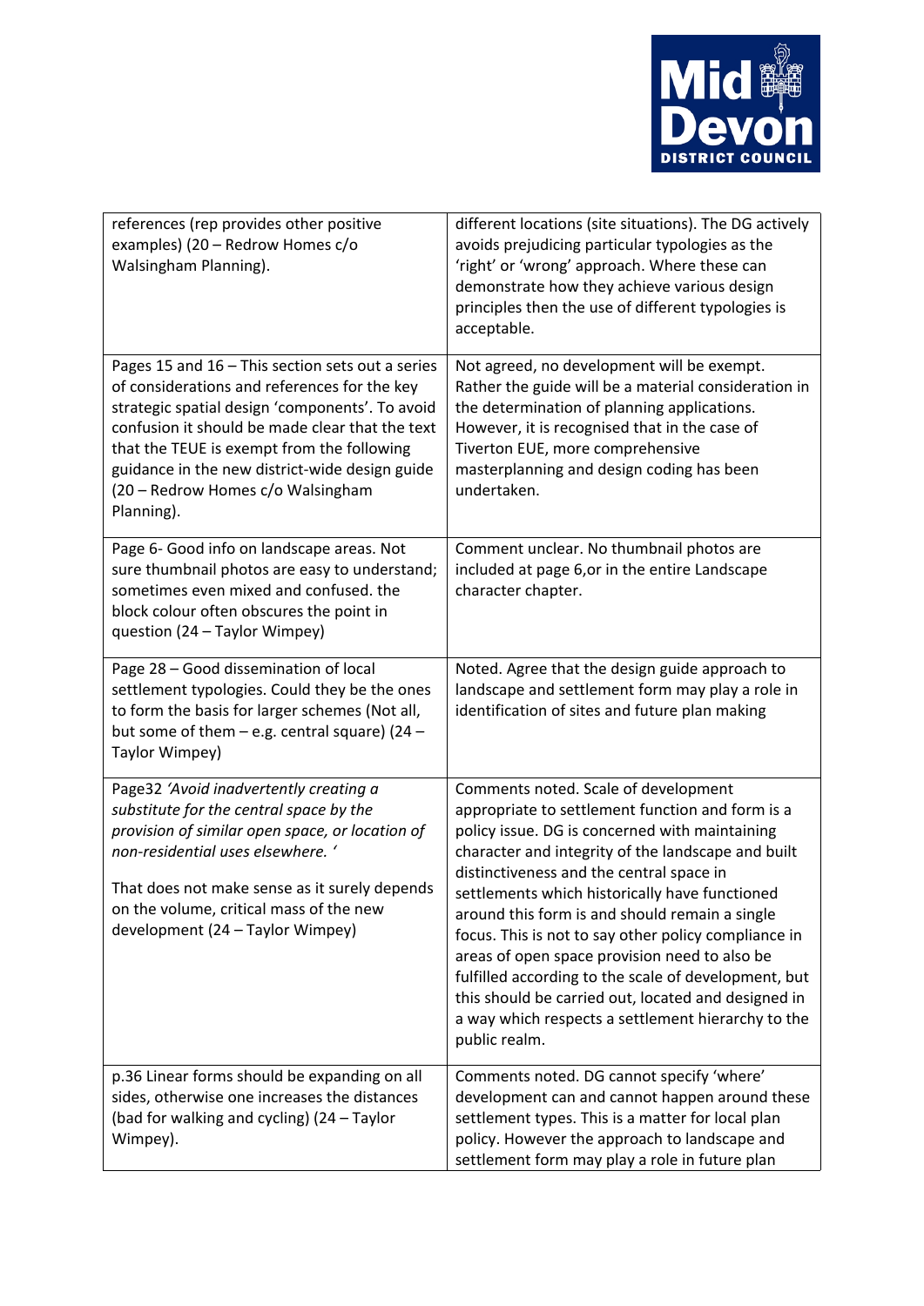| | |
|---|---|
| references (rep provides other positive examples) (20 – Redrow Homes c/o Walsingham Planning). | different locations (site situations). The DG actively avoids prejudicing particular typologies as the 'right' or 'wrong' approach. Where these can demonstrate how they achieve various design principles then the use of different typologies is acceptable. |
| Pages 15 and 16 – This section sets out a series of considerations and references for the key strategic spatial design 'components'. To avoid confusion it should be made clear that the text that the TEUE is exempt from the following guidance in the new district-wide design guide (20 – Redrow Homes c/o Walsingham Planning). | Not agreed, no development will be exempt. Rather the guide will be a material consideration in the determination of planning applications. However, it is recognised that in the case of Tiverton EUE, more comprehensive masterplanning and design coding has been undertaken. |
| Page 6- Good info on landscape areas. Not sure thumbnail photos are easy to understand; sometimes even mixed and confused. the block colour often obscures the point in question (24 – Taylor Wimpey) | Comment unclear. No thumbnail photos are included at page 6,or in the entire Landscape character chapter. |
| Page 28 – Good dissemination of local settlement typologies. Could they be the ones to form the basis for larger schemes (Not all, but some of them – e.g. central square) (24 – Taylor Wimpey) | Noted. Agree that the design guide approach to landscape and settlement form may play a role in identification of sites and future plan making |
| Page32 *'Avoid inadvertently creating a substitute for the central space by the provision of similar open space, or location of non-residential uses elsewhere. '*<br><br>That does not make sense as it surely depends on the volume, critical mass of the new development (24 – Taylor Wimpey) | Comments noted. Scale of development appropriate to settlement function and form is a policy issue. DG is concerned with maintaining character and integrity of the landscape and built distinctiveness and the central space in settlements which historically have functioned around this form is and should remain a single focus. This is not to say other policy compliance in areas of open space provision need to also be fulfilled according to the scale of development, but this should be carried out, located and designed in a way which respects a settlement hierarchy to the public realm. |
| p.36 Linear forms should be expanding on all sides, otherwise one increases the distances (bad for walking and cycling) (24 – Taylor Wimpey). | Comments noted. DG cannot specify 'where' development can and cannot happen around these settlement types. This is a matter for local plan policy. However the approach to landscape and settlement form may play a role in future plan |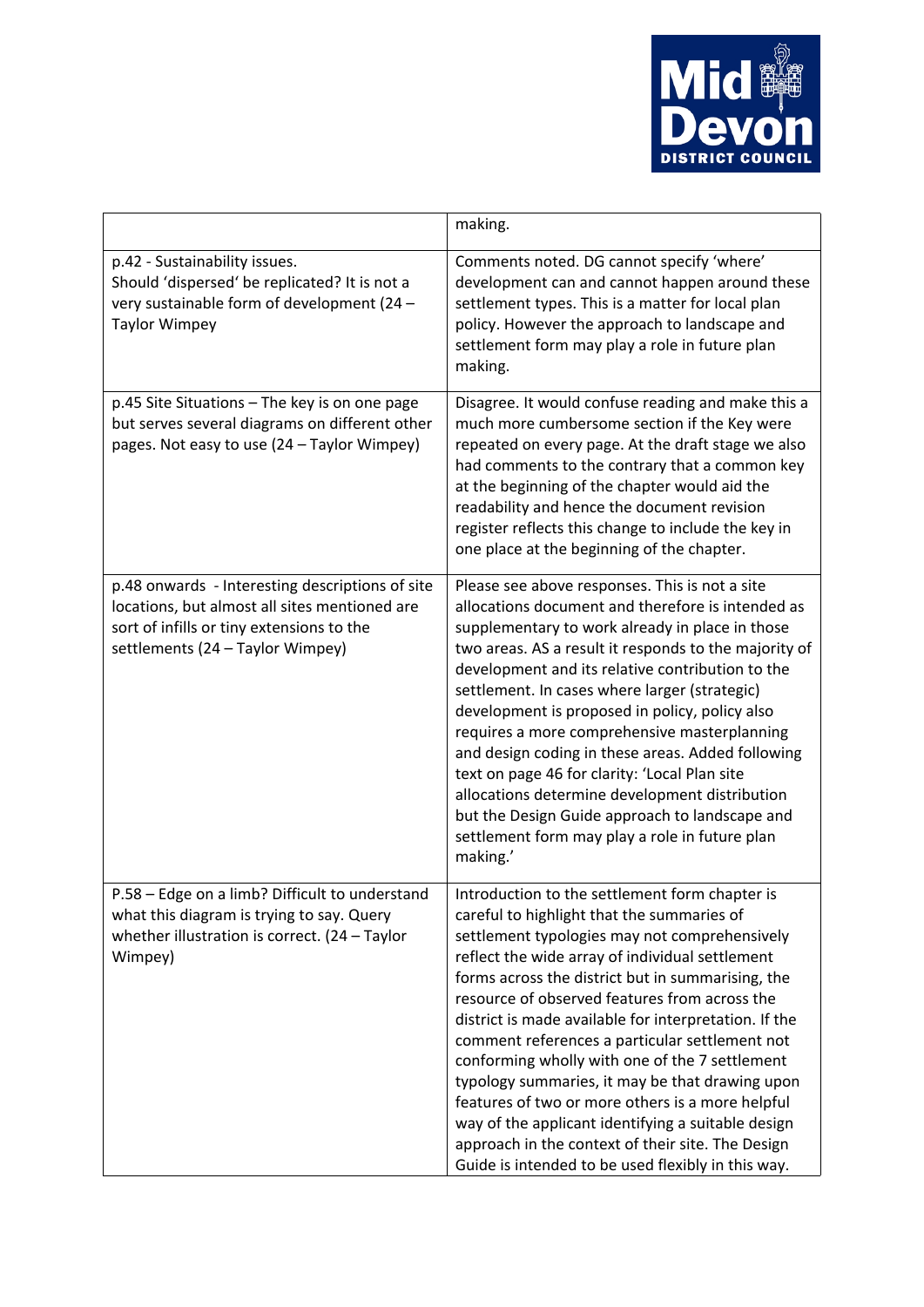| | |
|---|---|
| | making. |
| p.42 - Sustainability issues.<br>Should 'dispersed' be replicated? It is not a very sustainable form of development (24 – Taylor Wimpey | Comments noted. DG cannot specify 'where' development can and cannot happen around these settlement types. This is a matter for local plan policy. However the approach to landscape and settlement form may play a role in future plan making. |
| p.45 Site Situations – The key is on one page but serves several diagrams on different other pages. Not easy to use (24 – Taylor Wimpey) | Disagree. It would confuse reading and make this a much more cumbersome section if the Key were repeated on every page. At the draft stage we also had comments to the contrary that a common key at the beginning of the chapter would aid the readability and hence the document revision register reflects this change to include the key in one place at the beginning of the chapter. |
| p.48 onwards - Interesting descriptions of site locations, but almost all sites mentioned are sort of infills or tiny extensions to the settlements (24 – Taylor Wimpey) | Please see above responses. This is not a site allocations document and therefore is intended as supplementary to work already in place in those two areas. AS a result it responds to the majority of development and its relative contribution to the settlement. In cases where larger (strategic) development is proposed in policy, policy also requires a more comprehensive masterplanning and design coding in these areas. Added following text on page 46 for clarity: 'Local Plan site allocations determine development distribution but the Design Guide approach to landscape and settlement form may play a role in future plan making.' |
| P.58 – Edge on a limb? Difficult to understand what this diagram is trying to say. Query whether illustration is correct. (24 – Taylor Wimpey) | Introduction to the settlement form chapter is careful to highlight that the summaries of settlement typologies may not comprehensively reflect the wide array of individual settlement forms across the district but in summarising, the resource of observed features from across the district is made available for interpretation. If the comment references a particular settlement not conforming wholly with one of the 7 settlement typology summaries, it may be that drawing upon features of two or more others is a more helpful way of the applicant identifying a suitable design approach in the context of their site. The Design Guide is intended to be used flexibly in this way. |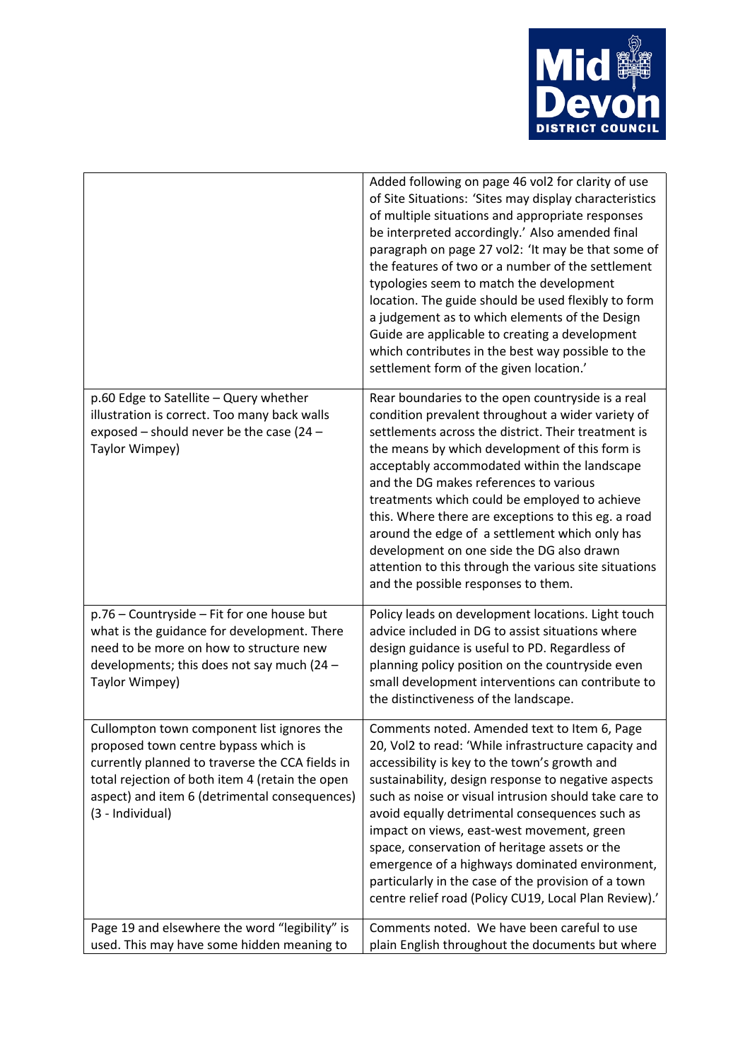| | |
|---|---|
| | Added following on page 46 vol2 for clarity of use of Site Situations: 'Sites may display characteristics of multiple situations and appropriate responses be interpreted accordingly.' Also amended final paragraph on page 27 vol2: 'It may be that some of the features of two or a number of the settlement typologies seem to match the development location. The guide should be used flexibly to form a judgement as to which elements of the Design Guide are applicable to creating a development which contributes in the best way possible to the settlement form of the given location.' |
| p.60 Edge to Satellite – Query whether illustration is correct. Too many back walls exposed – should never be the case (24 – Taylor Wimpey) | Rear boundaries to the open countryside is a real condition prevalent throughout a wider variety of settlements across the district. Their treatment is the means by which development of this form is acceptably accommodated within the landscape and the DG makes references to various treatments which could be employed to achieve this. Where there are exceptions to this eg. a road around the edge of a settlement which only has development on one side the DG also drawn attention to this through the various site situations and the possible responses to them. |
| p.76 – Countryside – Fit for one house but what is the guidance for development. There need to be more on how to structure new developments; this does not say much (24 – Taylor Wimpey) | Policy leads on development locations. Light touch advice included in DG to assist situations where design guidance is useful to PD. Regardless of planning policy position on the countryside even small development interventions can contribute to the distinctiveness of the landscape. |
| Cullompton town component list ignores the proposed town centre bypass which is currently planned to traverse the CCA fields in total rejection of both item 4 (retain the open aspect) and item 6 (detrimental consequences) (3 - Individual) | Comments noted. Amended text to Item 6, Page 20, Vol2 to read: 'While infrastructure capacity and accessibility is key to the town's growth and sustainability, design response to negative aspects such as noise or visual intrusion should take care to avoid equally detrimental consequences such as impact on views, east-west movement, green space, conservation of heritage assets or the emergence of a highways dominated environment, particularly in the case of the provision of a town centre relief road (Policy CU19, Local Plan Review).' |
| Page 19 and elsewhere the word "legibility" is used. This may have some hidden meaning to | Comments noted. We have been careful to use plain English throughout the documents but where |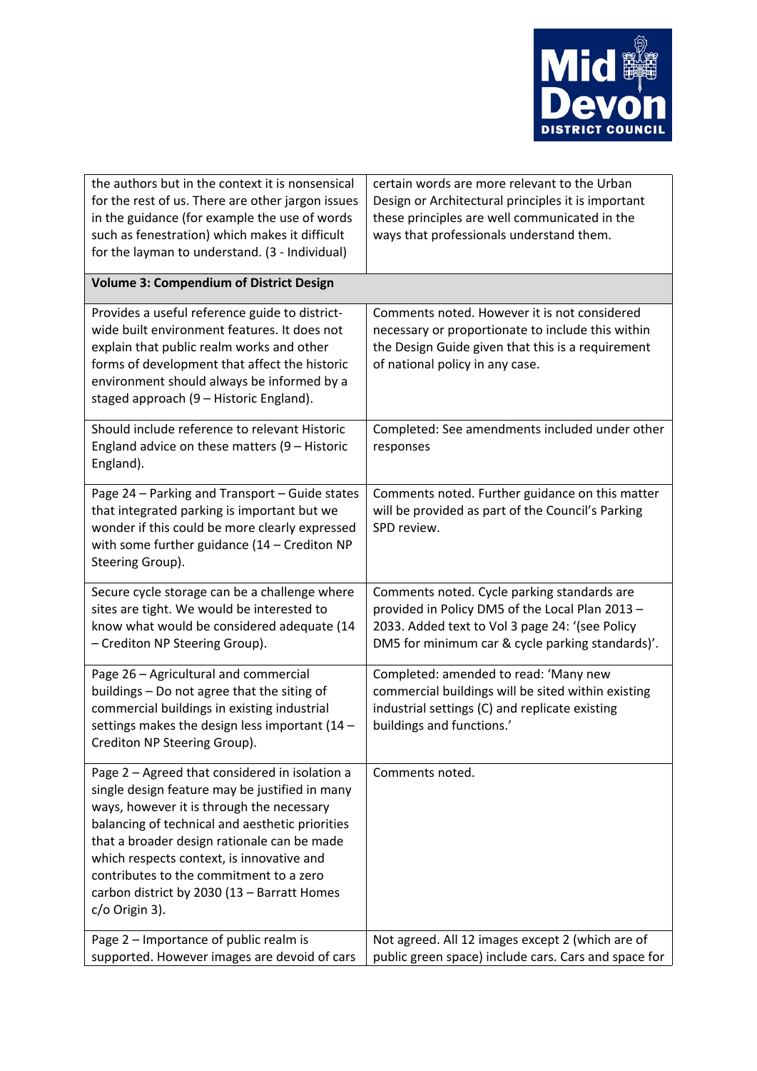| | |
|---|---|
| the authors but in the context it is nonsensical for the rest of us. There are other jargon issues in the guidance (for example the use of words such as fenestration) which makes it difficult for the layman to understand. (3 - Individual) | certain words are more relevant to the Urban Design or Architectural principles it is important these principles are well communicated in the ways that professionals understand them. |
| **Volume 3: Compendium of District Design** | |
| Provides a useful reference guide to district-wide built environment features. It does not explain that public realm works and other forms of development that affect the historic environment should always be informed by a staged approach (9 – Historic England). | Comments noted. However it is not considered necessary or proportionate to include this within the Design Guide given that this is a requirement of national policy in any case. |
| Should include reference to relevant Historic England advice on these matters (9 – Historic England). | Completed: See amendments included under other responses |
| Page 24 – Parking and Transport – Guide states that integrated parking is important but we wonder if this could be more clearly expressed with some further guidance (14 – Crediton NP Steering Group). | Comments noted. Further guidance on this matter will be provided as part of the Council's Parking SPD review. |
| Secure cycle storage can be a challenge where sites are tight. We would be interested to know what would be considered adequate (14 – Crediton NP Steering Group). | Comments noted. Cycle parking standards are provided in Policy DM5 of the Local Plan 2013 – 2033. Added text to Vol 3 page 24: '(see Policy DM5 for minimum car & cycle parking standards)'. |
| Page 26 – Agricultural and commercial buildings – Do not agree that the siting of commercial buildings in existing industrial settings makes the design less important (14 – Crediton NP Steering Group). | Completed: amended to read: 'Many new commercial buildings will be sited within existing industrial settings (C) and replicate existing buildings and functions.' |
| Page 2 – Agreed that considered in isolation a single design feature may be justified in many ways, however it is through the necessary balancing of technical and aesthetic priorities that a broader design rationale can be made which respects context, is innovative and contributes to the commitment to a zero carbon district by 2030 (13 – Barratt Homes c/o Origin 3). | Comments noted. |
| Page 2 – Importance of public realm is supported. However images are devoid of cars | Not agreed. All 12 images except 2 (which are of public green space) include cars. Cars and space for |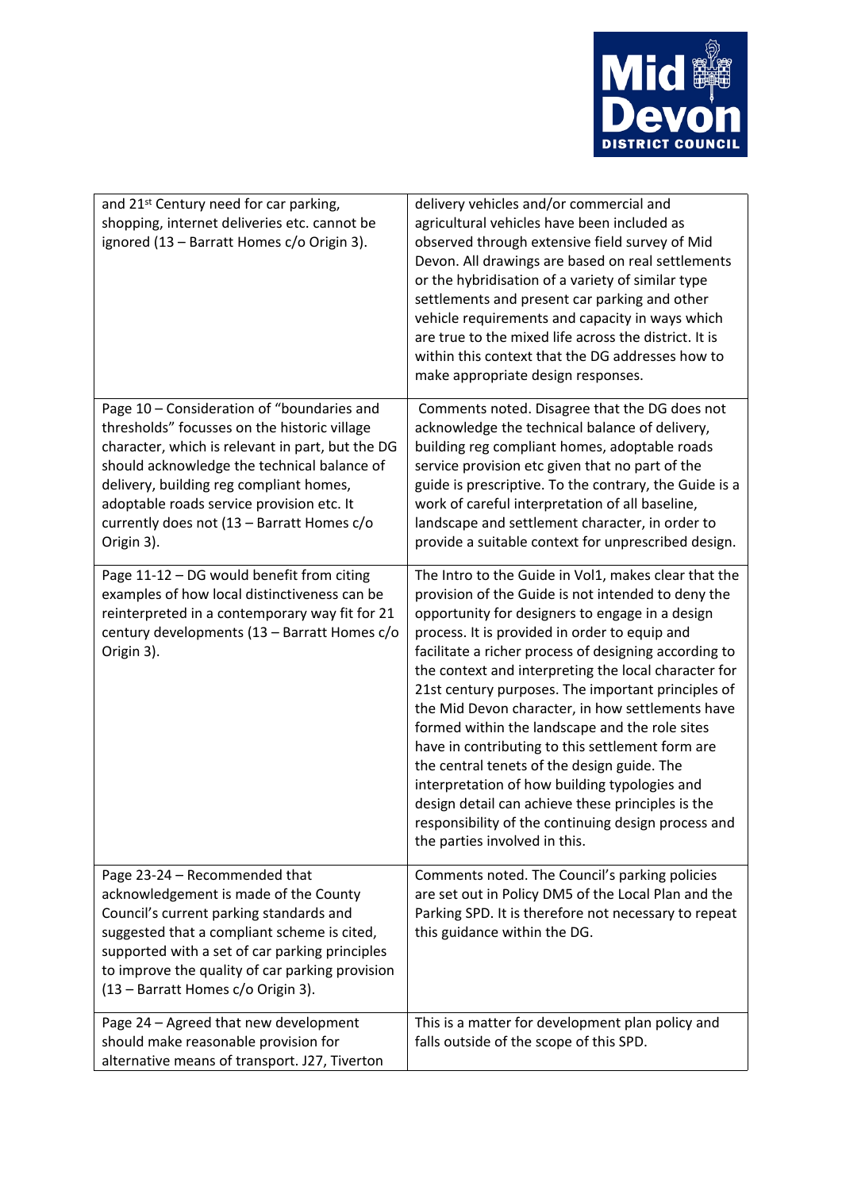| | |
|---|---|
| and 21st Century need for car parking, shopping, internet deliveries etc. cannot be ignored (13 – Barratt Homes c/o Origin 3). | delivery vehicles and/or commercial and agricultural vehicles have been included as observed through extensive field survey of Mid Devon. All drawings are based on real settlements or the hybridisation of a variety of similar type settlements and present car parking and other vehicle requirements and capacity in ways which are true to the mixed life across the district. It is within this context that the DG addresses how to make appropriate design responses. |
| Page 10 – Consideration of "boundaries and thresholds" focusses on the historic village character, which is relevant in part, but the DG should acknowledge the technical balance of delivery, building reg compliant homes, adoptable roads service provision etc. It currently does not (13 – Barratt Homes c/o Origin 3). | Comments noted. Disagree that the DG does not acknowledge the technical balance of delivery, building reg compliant homes, adoptable roads service provision etc given that no part of the guide is prescriptive. To the contrary, the Guide is a work of careful interpretation of all baseline, landscape and settlement character, in order to provide a suitable context for unprescribed design. |
| Page 11-12 – DG would benefit from citing examples of how local distinctiveness can be reinterpreted in a contemporary way fit for 21 century developments (13 – Barratt Homes c/o Origin 3). | The Intro to the Guide in Vol1, makes clear that the provision of the Guide is not intended to deny the opportunity for designers to engage in a design process. It is provided in order to equip and facilitate a richer process of designing according to the context and interpreting the local character for 21st century purposes. The important principles of the Mid Devon character, in how settlements have formed within the landscape and the role sites have in contributing to this settlement form are the central tenets of the design guide. The interpretation of how building typologies and design detail can achieve these principles is the responsibility of the continuing design process and the parties involved in this. |
| Page 23-24 – Recommended that acknowledgement is made of the County Council's current parking standards and suggested that a compliant scheme is cited, supported with a set of car parking principles to improve the quality of car parking provision (13 – Barratt Homes c/o Origin 3). | Comments noted. The Council's parking policies are set out in Policy DM5 of the Local Plan and the Parking SPD. It is therefore not necessary to repeat this guidance within the DG. |
| Page 24 – Agreed that new development should make reasonable provision for alternative means of transport. J27, Tiverton | This is a matter for development plan policy and falls outside of the scope of this SPD. |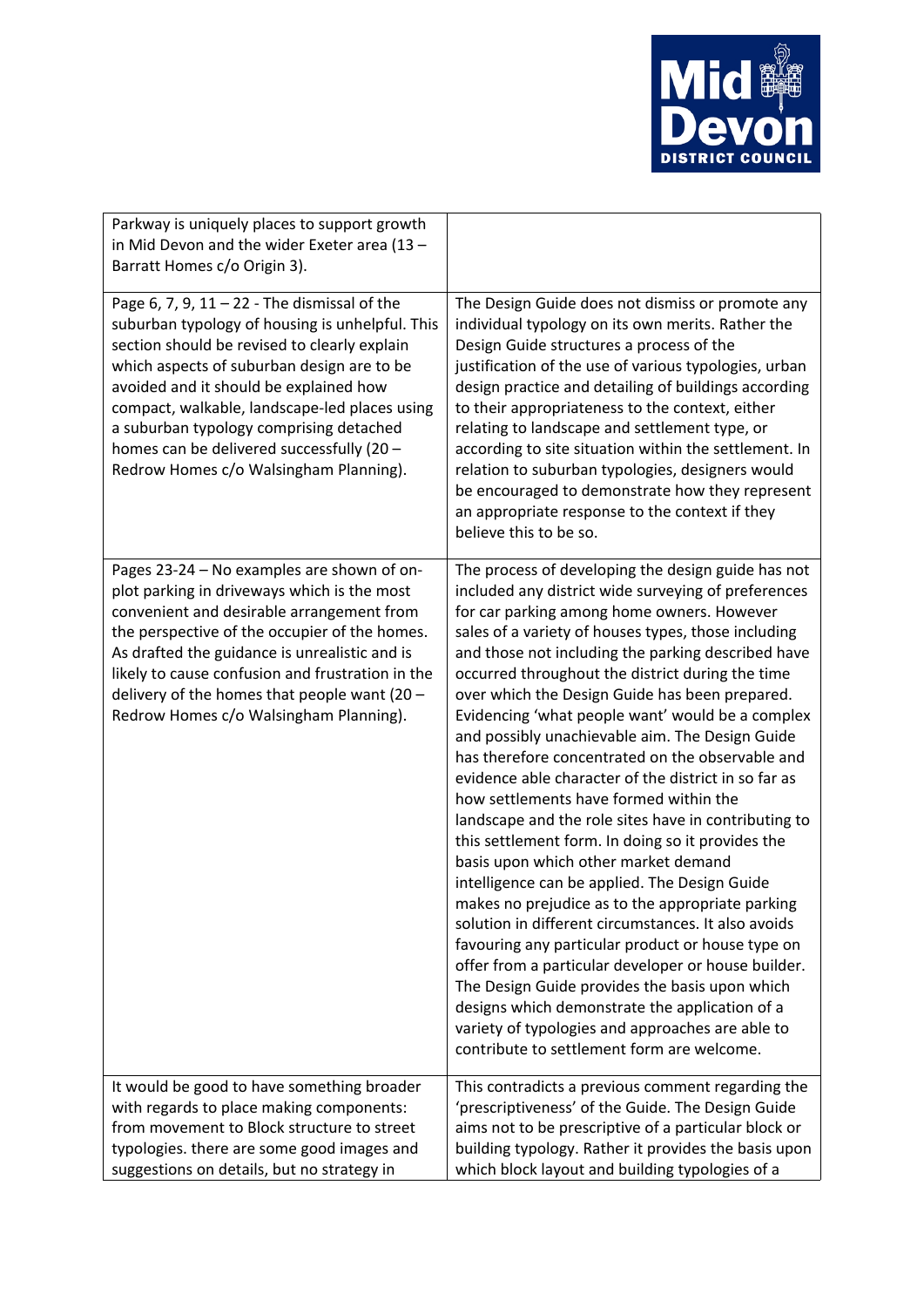| | |
|---|---|
| Parkway is uniquely places to support growth in Mid Devon and the wider Exeter area (13 – Barratt Homes c/o Origin 3). | |
| Page 6, 7, 9, 11 – 22 - The dismissal of the suburban typology of housing is unhelpful. This section should be revised to clearly explain which aspects of suburban design are to be avoided and it should be explained how compact, walkable, landscape-led places using a suburban typology comprising detached homes can be delivered successfully (20 – Redrow Homes c/o Walsingham Planning). | The Design Guide does not dismiss or promote any individual typology on its own merits. Rather the Design Guide structures a process of the justification of the use of various typologies, urban design practice and detailing of buildings according to their appropriateness to the context, either relating to landscape and settlement type, or according to site situation within the settlement. In relation to suburban typologies, designers would be encouraged to demonstrate how they represent an appropriate response to the context if they believe this to be so. |
| Pages 23-24 – No examples are shown of on-plot parking in driveways which is the most convenient and desirable arrangement from the perspective of the occupier of the homes. As drafted the guidance is unrealistic and is likely to cause confusion and frustration in the delivery of the homes that people want (20 – Redrow Homes c/o Walsingham Planning). | The process of developing the design guide has not included any district wide surveying of preferences for car parking among home owners. However sales of a variety of houses types, those including and those not including the parking described have occurred throughout the district during the time over which the Design Guide has been prepared. Evidencing 'what people want' would be a complex and possibly unachievable aim. The Design Guide has therefore concentrated on the observable and evidence able character of the district in so far as how settlements have formed within the landscape and the role sites have in contributing to this settlement form. In doing so it provides the basis upon which other market demand intelligence can be applied. The Design Guide makes no prejudice as to the appropriate parking solution in different circumstances. It also avoids favouring any particular product or house type on offer from a particular developer or house builder. The Design Guide provides the basis upon which designs which demonstrate the application of a variety of typologies and approaches are able to contribute to settlement form are welcome. |
| It would be good to have something broader with regards to place making components: from movement to Block structure to street typologies. there are some good images and suggestions on details, but no strategy in | This contradicts a previous comment regarding the 'prescriptiveness' of the Guide. The Design Guide aims not to be prescriptive of a particular block or building typology. Rather it provides the basis upon which block layout and building typologies of a |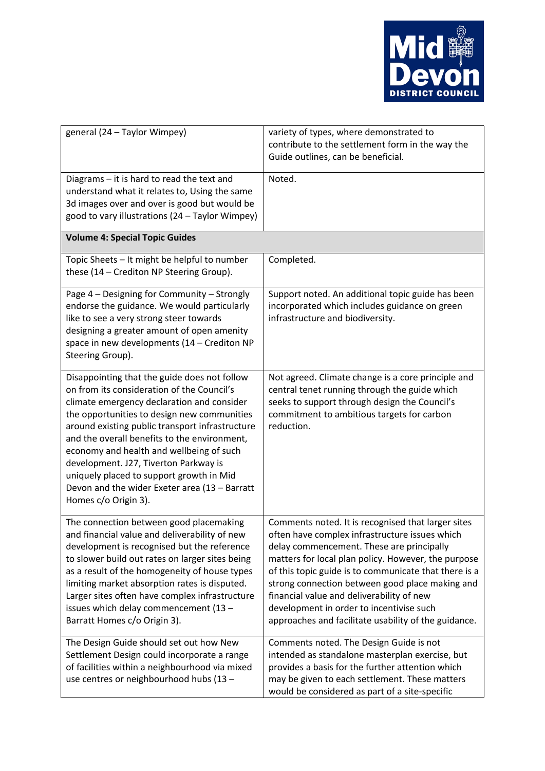| | |
|---|---|
| general (24 – Taylor Wimpey) | variety of types, where demonstrated to contribute to the settlement form in the way the Guide outlines, can be beneficial. |
| Diagrams – it is hard to read the text and understand what it relates to, Using the same 3d images over and over is good but would be good to vary illustrations (24 – Taylor Wimpey) | Noted. |
| **Volume 4: Special Topic Guides** | |
| Topic Sheets – It might be helpful to number these (14 – Crediton NP Steering Group). | Completed. |
| Page 4 – Designing for Community – Strongly endorse the guidance. We would particularly like to see a very strong steer towards designing a greater amount of open amenity space in new developments (14 – Crediton NP Steering Group). | Support noted. An additional topic guide has been incorporated which includes guidance on green infrastructure and biodiversity. |
| Disappointing that the guide does not follow on from its consideration of the Council's climate emergency declaration and consider the opportunities to design new communities around existing public transport infrastructure and the overall benefits to the environment, economy and health and wellbeing of such development. J27, Tiverton Parkway is uniquely placed to support growth in Mid Devon and the wider Exeter area (13 – Barratt Homes c/o Origin 3). | Not agreed. Climate change is a core principle and central tenet running through the guide which seeks to support through design the Council's commitment to ambitious targets for carbon reduction. |
| The connection between good placemaking and financial value and deliverability of new development is recognised but the reference to slower build out rates on larger sites being as a result of the homogeneity of house types limiting market absorption rates is disputed. Larger sites often have complex infrastructure issues which delay commencement (13 – Barratt Homes c/o Origin 3). | Comments noted. It is recognised that larger sites often have complex infrastructure issues which delay commencement. These are principally matters for local plan policy. However, the purpose of this topic guide is to communicate that there is a strong connection between good place making and financial value and deliverability of new development in order to incentivise such approaches and facilitate usability of the guidance. |
| The Design Guide should set out how New Settlement Design could incorporate a range of facilities within a neighbourhood via mixed use centres or neighbourhood hubs (13 – | Comments noted. The Design Guide is not intended as standalone masterplan exercise, but provides a basis for the further attention which may be given to each settlement. These matters would be considered as part of a site-specific |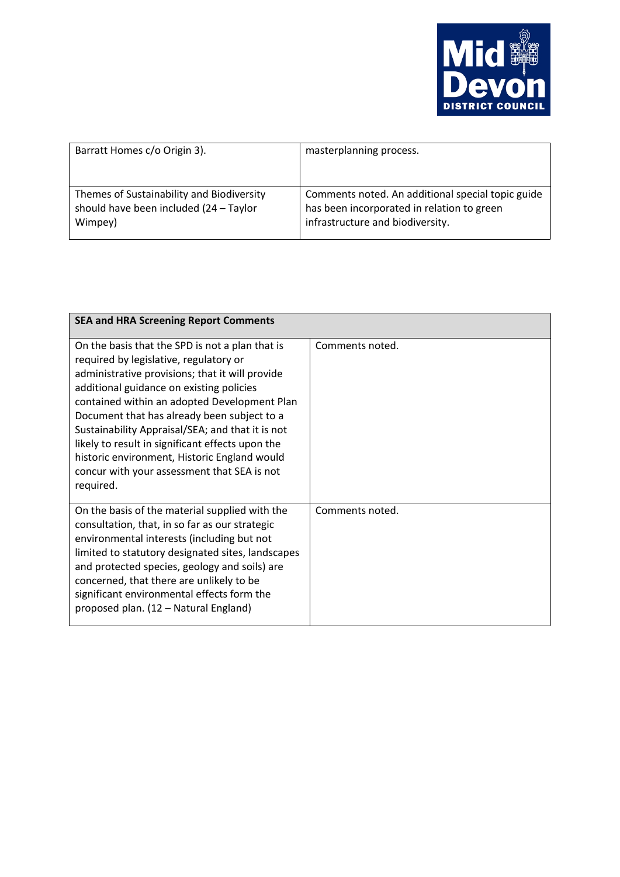| | |
|---|---|
| Barratt Homes c/o Origin 3). | masterplanning process. |
| Themes of Sustainability and Biodiversity should have been included (24 – Taylor Wimpey) | Comments noted. An additional special topic guide has been incorporated in relation to green infrastructure and biodiversity. |

| **SEA and HRA Screening Report Comments** | |
|---|---|
| On the basis that the SPD is not a plan that is required by legislative, regulatory or administrative provisions; that it will provide additional guidance on existing policies contained within an adopted Development Plan Document that has already been subject to a Sustainability Appraisal/SEA; and that it is not likely to result in significant effects upon the historic environment, Historic England would concur with your assessment that SEA is not required. | Comments noted. |
| On the basis of the material supplied with the consultation, that, in so far as our strategic environmental interests (including but not limited to statutory designated sites, landscapes and protected species, geology and soils) are concerned, that there are unlikely to be significant environmental effects form the proposed plan. (12 – Natural England) | Comments noted. |